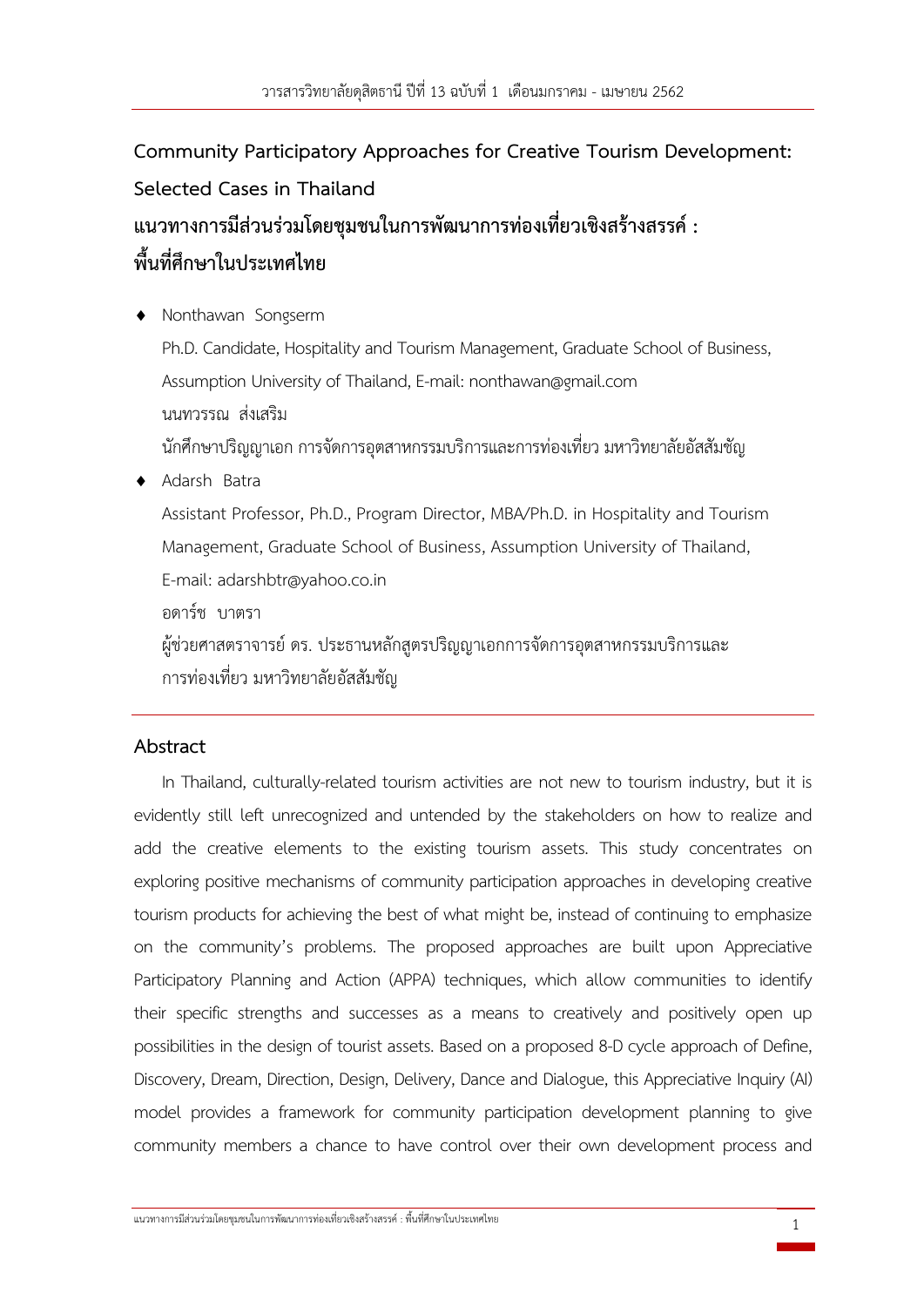# Community Participatory Approaches for Creative Tourism Development: Selected Cases in Thailand

# แนวทางการมีส่วนร่วมโดยชุมชนในการพัฒนาการท่องเที่ยวเชิงสร้างสรรค์ : พื้นที่ศึกษาในประเทศไทย

- Nonthawan Songserm

  Ph.D. Candidate, Hospitality and Tourism Management, Graduate School of Business, Assumption University of Thailand, E-mail: nonthawan@gmail.com

  นนทวรรณ ส่งเสริม

  นักศึกษาปริญญาเอก การจัดการอุตสาหกรรมบริการและการท่องเที่ยว มหาวิทยาลัยอัสสัมชัญ

- Adarsh Batra

  Assistant Professor, Ph.D., Program Director, MBA/Ph.D. in Hospitality and Tourism Management, Graduate School of Business, Assumption University of Thailand, E-mail: adarshbtr@yahoo.co.in

  อดาร์ช บาตรา

  ผู้ช่วยศาสตราจารย์ ดร. ประธานหลักสูตรปริญญาเอกการจัดการอุตสาหกรรมบริการและการท่องเที่ยว มหาวิทยาลัยอัสสัมชัญ

## Abstract

In Thailand, culturally-related tourism activities are not new to tourism industry, but it is evidently still left unrecognized and untended by the stakeholders on how to realize and add the creative elements to the existing tourism assets. This study concentrates on exploring positive mechanisms of community participation approaches in developing creative tourism products for achieving the best of what might be, instead of continuing to emphasize on the community's problems. The proposed approaches are built upon Appreciative Participatory Planning and Action (APPA) techniques, which allow communities to identify their specific strengths and successes as a means to creatively and positively open up possibilities in the design of tourist assets. Based on a proposed 8-D cycle approach of Define, Discovery, Dream, Direction, Design, Delivery, Dance and Dialogue, this Appreciative Inquiry (AI) model provides a framework for community participation development planning to give community members a chance to have control over their own development process and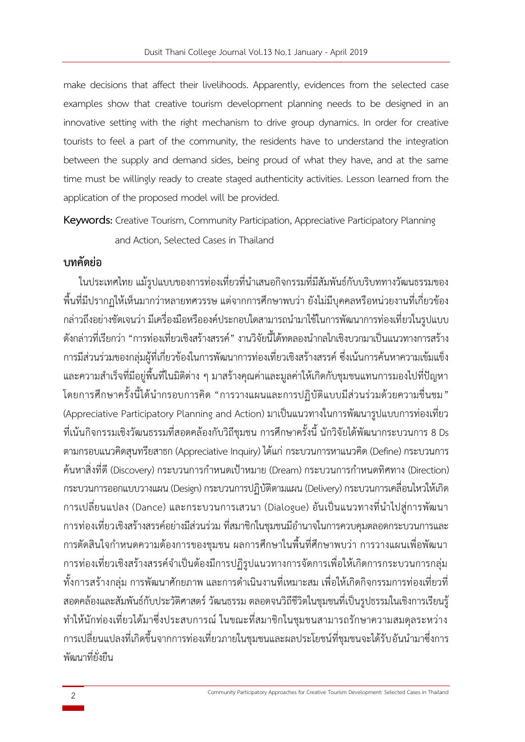make decisions that affect their livelihoods. Apparently, evidences from the selected case examples show that creative tourism development planning needs to be designed in an innovative setting with the right mechanism to drive group dynamics. In order for creative tourists to feel a part of the community, the residents have to understand the integration between the supply and demand sides, being proud of what they have, and at the same time must be willingly ready to create staged authenticity activities. Lesson learned from the application of the proposed model will be provided.

**Keywords:** Creative Tourism, Community Participation, Appreciative Participatory Planning and Action, Selected Cases in Thailand

## บทคัดย่อ

ในประเทศไทย แม้รูปแบบของการท่องเที่ยวที่นำเสนอกิจกรรมที่มีสัมพันธ์กับบริบททางวัฒนธรรมของพื้นที่มีปรากฏให้เห็นมากว่าหลายทศวรรษ แต่จากการศึกษาพบว่า ยังไม่มีบุคคลหรือหน่วยงานที่เกี่ยวข้องกล่าวถึงอย่างชัดเจนว่า มีเครื่องมือหรือองค์ประกอบใดสามารถนำมาใช้ในการพัฒนาการท่องเที่ยวในรูปแบบดังกล่าวที่เรียกว่า "การท่องเที่ยวเชิงสร้างสรรค์" งานวิจัยนี้ได้ทดลองนำกลไกเชิงบวกมาเป็นแนวทางการสร้างการมีส่วนร่วมของกลุ่มผู้ที่เกี่ยวข้องในการพัฒนาการท่องเที่ยวเชิงสร้างสรรค์ ซึ่งเน้นการค้นหาความเข้มแข็งและความสำเร็จที่มีอยู่พื้นที่ในมิติต่าง ๆ มาสร้างคุณค่าและมูลค่าให้เกิดกับชุมชนแทนการมองไปที่ปัญหา โดยการศึกษาครั้งนี้ได้นำกรอบการคิด "การวางแผนและการปฏิบัติแบบมีส่วนร่วมด้วยความชื่นชม" (Appreciative Participatory Planning and Action) มาเป็นแนวทางในการพัฒนารูปแบบการท่องเที่ยวที่เน้นกิจกรรมเชิงวัฒนธรรมที่สอดคล้องกับวิถีชุมชน การศึกษาครั้งนี้ นักวิจัยได้พัฒนากระบวนการ 8 Ds ตามกรอบแนวคิดสุนทรียสาธก (Appreciative Inquiry) ได้แก่ กระบวนการหาแนวคิด (Define) กระบวนการค้นหาสิ่งที่ดี (Discovery) กระบวนการกำหนดเป้าหมาย (Dream) กระบวนการกำหนดทิศทาง (Direction) กระบวนการออกแบบวางแผน (Design) กระบวนการปฏิบัติตามแผน (Delivery) กระบวนการเคลื่อนไหวให้เกิดการเปลี่ยนแปลง (Dance) และกระบวนการเสวนา (Dialogue) อันเป็นแนวทางที่นำไปสู่การพัฒนาการท่องเที่ยวเชิงสร้างสรรค์อย่างมีส่วนร่วม ที่สมาชิกในชุมชนมีอำนาจในการควบคุมตลอดกระบวนการและการตัดสินใจกำหนดความต้องการของชุมชน ผลการศึกษาในพื้นที่ศึกษาพบว่า การวางแผนเพื่อพัฒนาการท่องเที่ยวเชิงสร้างสรรค์จำเป็นต้องมีการปฏิรูปแนวทางการจัดการเพื่อให้เกิดการกระบวนการกลุ่มทั้งการสร้างกลุ่ม การพัฒนาศักยภาพ และการดำเนินงานที่เหมาะสม เพื่อให้เกิดกิจกรรมการท่องเที่ยวที่สอดคล้องและสัมพันธ์กับประวัติศาสตร์ วัฒนธรรม ตลอดจนวิถีชีวิตในชุมชนที่เป็นรูปธรรมในเชิงการเรียนรู้ทำให้นักท่องเที่ยวได้มาซึ่งประสบการณ์ ในขณะที่สมาชิกในชุมชนสามารถรักษาความสมดุลระหว่างการเปลี่ยนแปลงที่เกิดขึ้นจากการท่องเที่ยวภายในชุมชนและผลประโยชน์ที่ชุมชนจะได้รับอันนำมาซึ่งการพัฒนาที่ยั่งยืน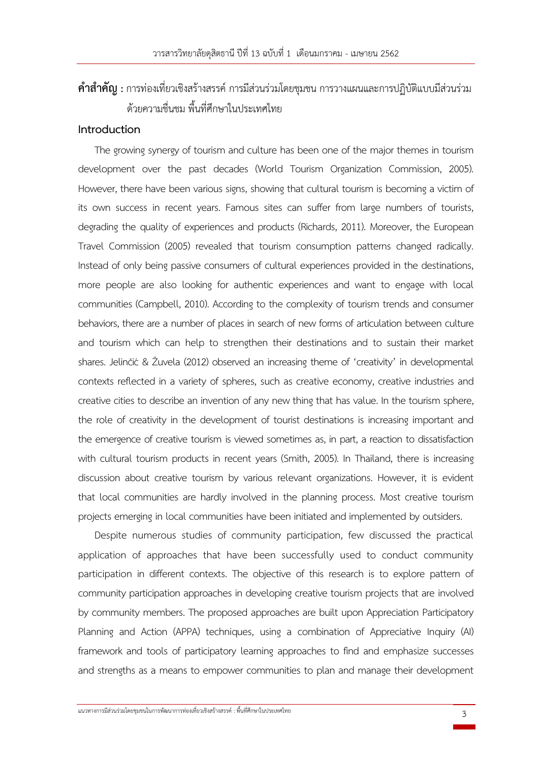**คำสำคัญ :** การท่องเที่ยวเชิงสร้างสรรค์ การมีส่วนร่วมโดยชุมชน การวางแผนและการปฏิบัติแบบมีส่วนร่วมด้วยความชื่นชม พื้นที่ศึกษาในประเทศไทย

## Introduction

The growing synergy of tourism and culture has been one of the major themes in tourism development over the past decades (World Tourism Organization Commission, 2005). However, there have been various signs, showing that cultural tourism is becoming a victim of its own success in recent years. Famous sites can suffer from large numbers of tourists, degrading the quality of experiences and products (Richards, 2011). Moreover, the European Travel Commission (2005) revealed that tourism consumption patterns changed radically. Instead of only being passive consumers of cultural experiences provided in the destinations, more people are also looking for authentic experiences and want to engage with local communities (Campbell, 2010). According to the complexity of tourism trends and consumer behaviors, there are a number of places in search of new forms of articulation between culture and tourism which can help to strengthen their destinations and to sustain their market shares. Jelinčić & Žuvela (2012) observed an increasing theme of 'creativity' in developmental contexts reflected in a variety of spheres, such as creative economy, creative industries and creative cities to describe an invention of any new thing that has value. In the tourism sphere, the role of creativity in the development of tourist destinations is increasing important and the emergence of creative tourism is viewed sometimes as, in part, a reaction to dissatisfaction with cultural tourism products in recent years (Smith, 2005). In Thailand, there is increasing discussion about creative tourism by various relevant organizations. However, it is evident that local communities are hardly involved in the planning process. Most creative tourism projects emerging in local communities have been initiated and implemented by outsiders.

Despite numerous studies of community participation, few discussed the practical application of approaches that have been successfully used to conduct community participation in different contexts. The objective of this research is to explore pattern of community participation approaches in developing creative tourism projects that are involved by community members. The proposed approaches are built upon Appreciation Participatory Planning and Action (APPA) techniques, using a combination of Appreciative Inquiry (AI) framework and tools of participatory learning approaches to find and emphasize successes and strengths as a means to empower communities to plan and manage their development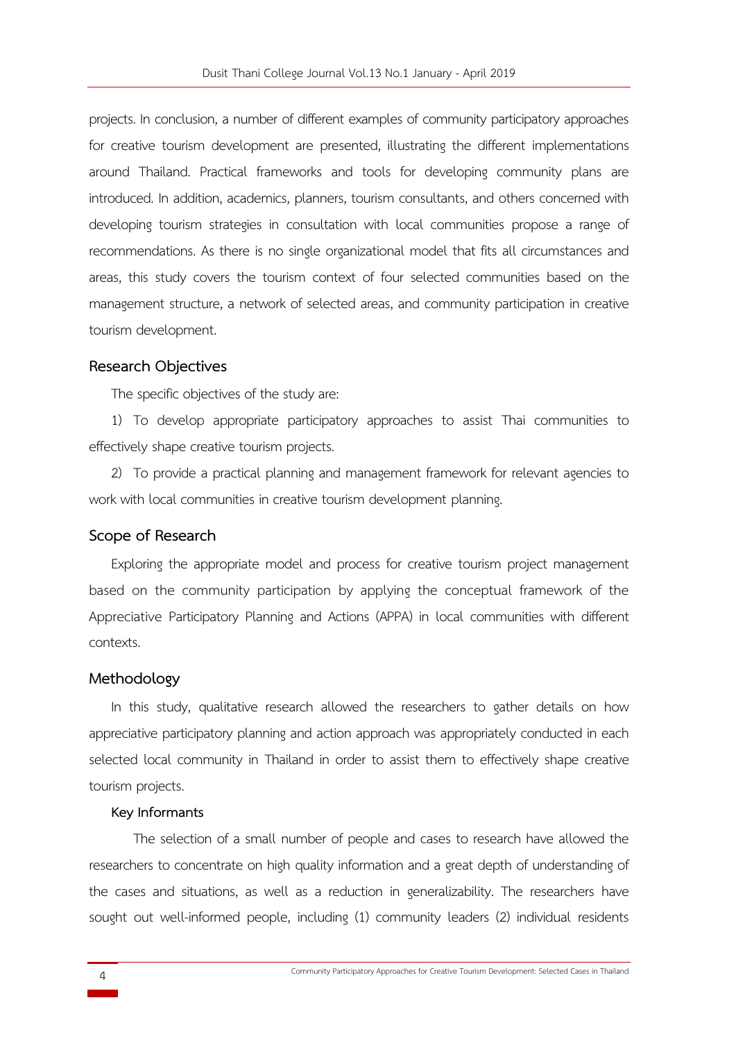projects. In conclusion, a number of different examples of community participatory approaches for creative tourism development are presented, illustrating the different implementations around Thailand. Practical frameworks and tools for developing community plans are introduced. In addition, academics, planners, tourism consultants, and others concerned with developing tourism strategies in consultation with local communities propose a range of recommendations. As there is no single organizational model that fits all circumstances and areas, this study covers the tourism context of four selected communities based on the management structure, a network of selected areas, and community participation in creative tourism development.

## Research Objectives

The specific objectives of the study are:

1) To develop appropriate participatory approaches to assist Thai communities to effectively shape creative tourism projects.

2) To provide a practical planning and management framework for relevant agencies to work with local communities in creative tourism development planning.

## Scope of Research

Exploring the appropriate model and process for creative tourism project management based on the community participation by applying the conceptual framework of the Appreciative Participatory Planning and Actions (APPA) in local communities with different contexts.

## Methodology

In this study, qualitative research allowed the researchers to gather details on how appreciative participatory planning and action approach was appropriately conducted in each selected local community in Thailand in order to assist them to effectively shape creative tourism projects.

### Key Informants

The selection of a small number of people and cases to research have allowed the researchers to concentrate on high quality information and a great depth of understanding of the cases and situations, as well as a reduction in generalizability. The researchers have sought out well-informed people, including (1) community leaders (2) individual residents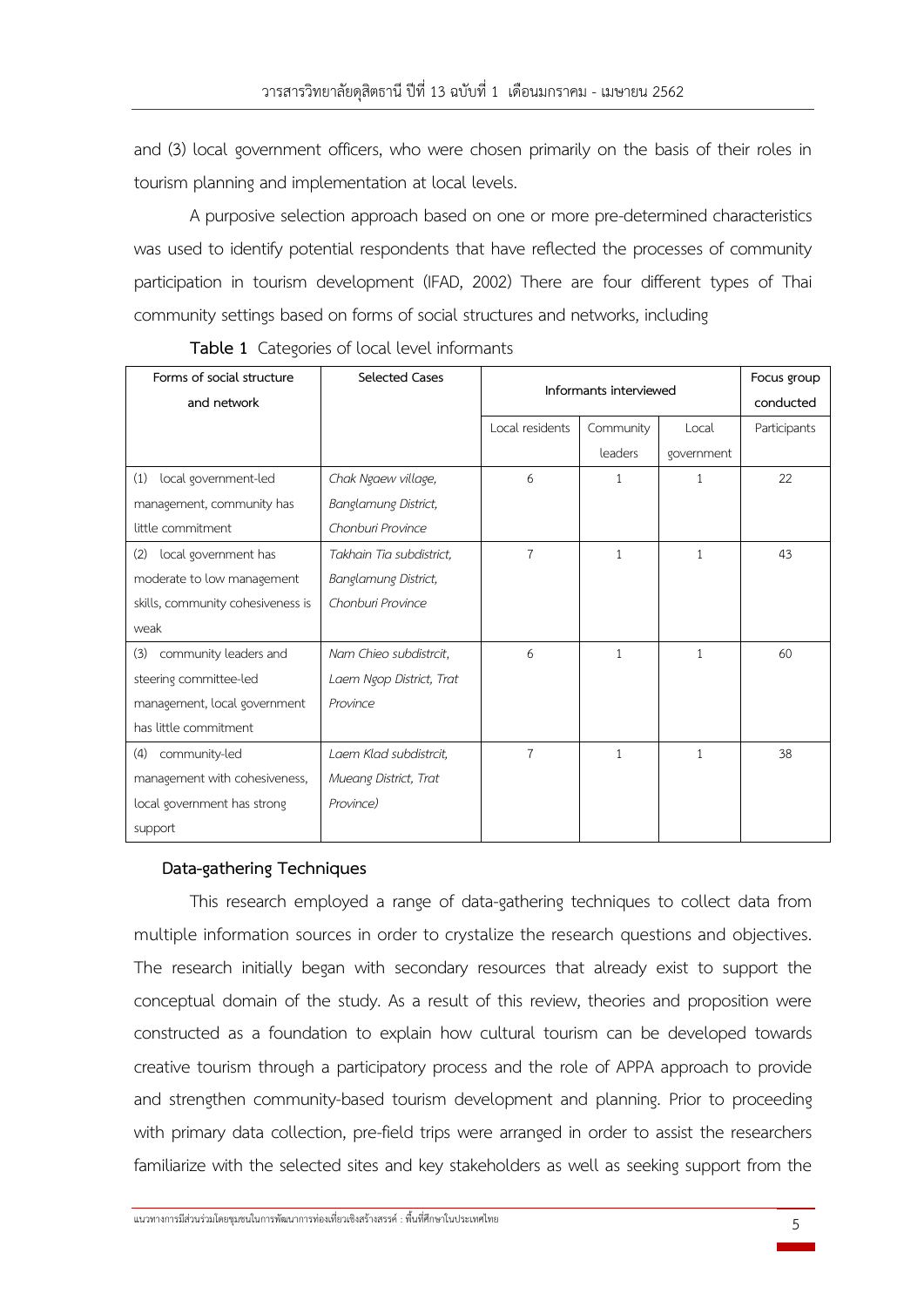and (3) local government officers, who were chosen primarily on the basis of their roles in tourism planning and implementation at local levels.

A purposive selection approach based on one or more pre-determined characteristics was used to identify potential respondents that have reflected the processes of community participation in tourism development (IFAD, 2002) There are four different types of Thai community settings based on forms of social structures and networks, including

**Table 1** Categories of local level informants

| Forms of social structure and network | Selected Cases | Informants interviewed | | | Focus group conducted |
|---|---|---|---|---|---|
| | | Local residents | Community leaders | Local government | Participants |
| (1) local government-led management, community has little commitment | *Chak Ngaew village, Banglamung District, Chonburi Province* | 6 | 1 | 1 | 22 |
| (2) local government has moderate to low management skills, community cohesiveness is weak | *Takhain Tia subdistrict, Banglamung District, Chonburi Province* | 7 | 1 | 1 | 43 |
| (3) community leaders and steering committee-led management, local government has little commitment | *Nam Chieo subdistrcit, Laem Ngop District, Trat Province* | 6 | 1 | 1 | 60 |
| (4) community-led management with cohesiveness, local government has strong support | *Laem Klad subdistrcit, Mueang District, Trat Province)* | 7 | 1 | 1 | 38 |

### Data-gathering Techniques

This research employed a range of data-gathering techniques to collect data from multiple information sources in order to crystalize the research questions and objectives. The research initially began with secondary resources that already exist to support the conceptual domain of the study. As a result of this review, theories and proposition were constructed as a foundation to explain how cultural tourism can be developed towards creative tourism through a participatory process and the role of APPA approach to provide and strengthen community-based tourism development and planning. Prior to proceeding with primary data collection, pre-field trips were arranged in order to assist the researchers familiarize with the selected sites and key stakeholders as well as seeking support from the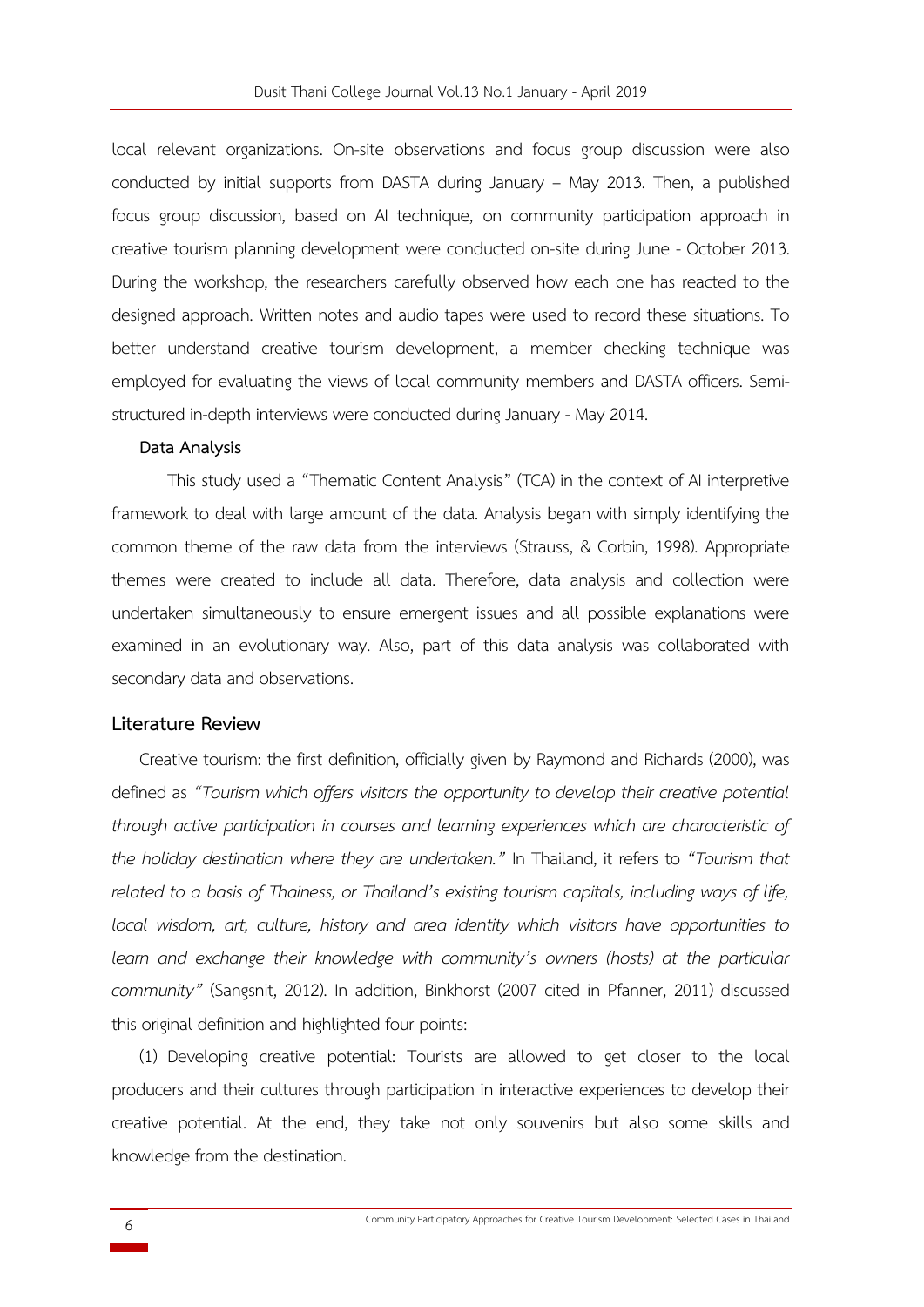local relevant organizations. On-site observations and focus group discussion were also conducted by initial supports from DASTA during January – May 2013. Then, a published focus group discussion, based on AI technique, on community participation approach in creative tourism planning development were conducted on-site during June - October 2013. During the workshop, the researchers carefully observed how each one has reacted to the designed approach. Written notes and audio tapes were used to record these situations. To better understand creative tourism development, a member checking technique was employed for evaluating the views of local community members and DASTA officers. Semi-structured in-depth interviews were conducted during January - May 2014.

**Data Analysis**

This study used a "Thematic Content Analysis" (TCA) in the context of AI interpretive framework to deal with large amount of the data. Analysis began with simply identifying the common theme of the raw data from the interviews (Strauss, & Corbin, 1998). Appropriate themes were created to include all data. Therefore, data analysis and collection were undertaken simultaneously to ensure emergent issues and all possible explanations were examined in an evolutionary way. Also, part of this data analysis was collaborated with secondary data and observations.

## Literature Review

Creative tourism: the first definition, officially given by Raymond and Richards (2000), was defined as *"Tourism which offers visitors the opportunity to develop their creative potential through active participation in courses and learning experiences which are characteristic of the holiday destination where they are undertaken."* In Thailand, it refers to *"Tourism that related to a basis of Thainess, or Thailand's existing tourism capitals, including ways of life, local wisdom, art, culture, history and area identity which visitors have opportunities to learn and exchange their knowledge with community's owners (hosts) at the particular community"* (Sangsnit, 2012). In addition, Binkhorst (2007 cited in Pfanner, 2011) discussed this original definition and highlighted four points:

(1) Developing creative potential: Tourists are allowed to get closer to the local producers and their cultures through participation in interactive experiences to develop their creative potential. At the end, they take not only souvenirs but also some skills and knowledge from the destination.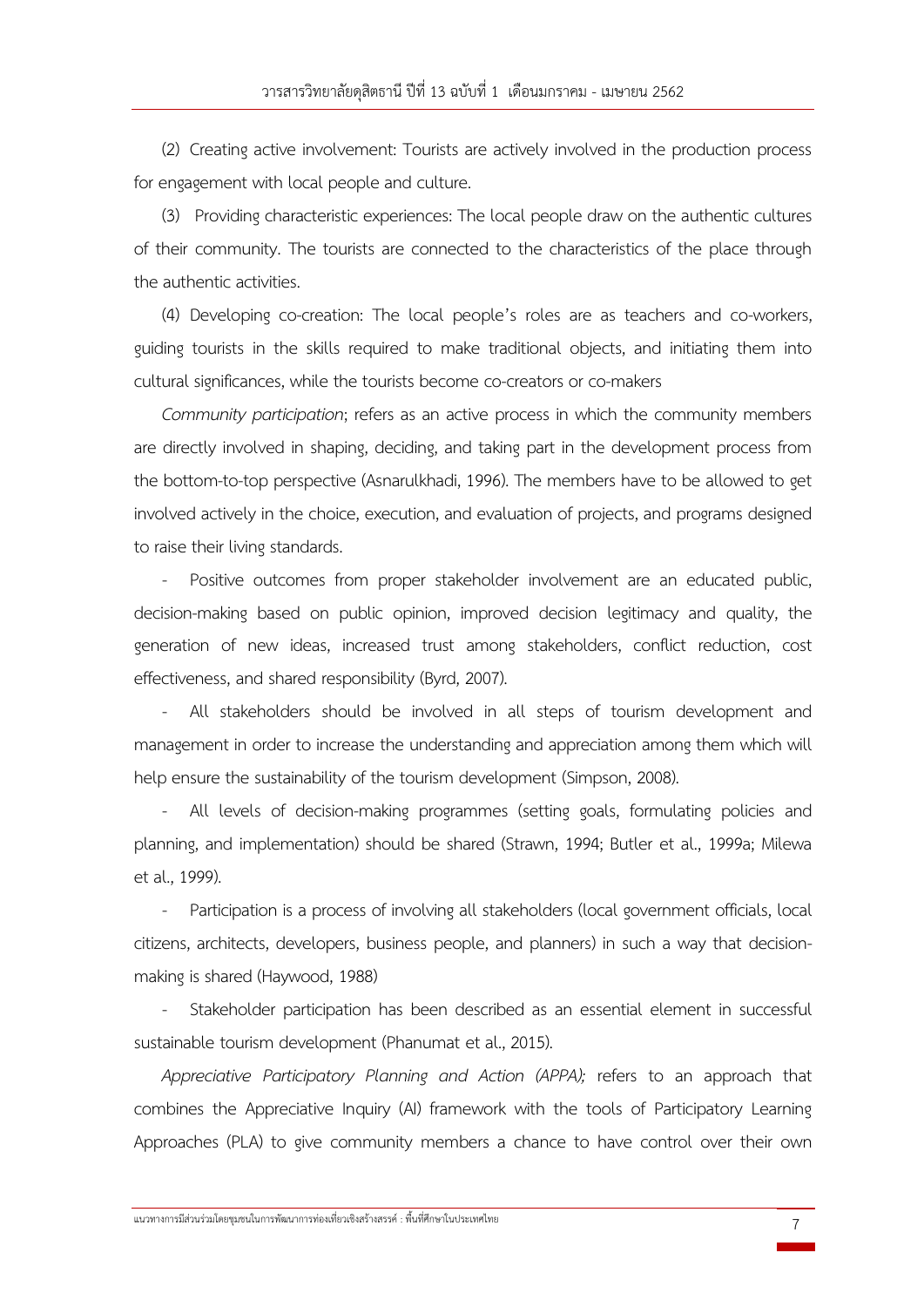(2) Creating active involvement: Tourists are actively involved in the production process for engagement with local people and culture.

(3) Providing characteristic experiences: The local people draw on the authentic cultures of their community. The tourists are connected to the characteristics of the place through the authentic activities.

(4) Developing co-creation: The local people's roles are as teachers and co-workers, guiding tourists in the skills required to make traditional objects, and initiating them into cultural significances, while the tourists become co-creators or co-makers

*Community participation*; refers as an active process in which the community members are directly involved in shaping, deciding, and taking part in the development process from the bottom-to-top perspective (Asnarulkhadi, 1996). The members have to be allowed to get involved actively in the choice, execution, and evaluation of projects, and programs designed to raise their living standards.

- Positive outcomes from proper stakeholder involvement are an educated public, decision-making based on public opinion, improved decision legitimacy and quality, the generation of new ideas, increased trust among stakeholders, conflict reduction, cost effectiveness, and shared responsibility (Byrd, 2007).
- All stakeholders should be involved in all steps of tourism development and management in order to increase the understanding and appreciation among them which will help ensure the sustainability of the tourism development (Simpson, 2008).
- All levels of decision-making programmes (setting goals, formulating policies and planning, and implementation) should be shared (Strawn, 1994; Butler et al., 1999a; Milewa et al., 1999).
- Participation is a process of involving all stakeholders (local government officials, local citizens, architects, developers, business people, and planners) in such a way that decision-making is shared (Haywood, 1988)
- Stakeholder participation has been described as an essential element in successful sustainable tourism development (Phanumat et al., 2015).

*Appreciative Participatory Planning and Action (APPA);* refers to an approach that combines the Appreciative Inquiry (AI) framework with the tools of Participatory Learning Approaches (PLA) to give community members a chance to have control over their own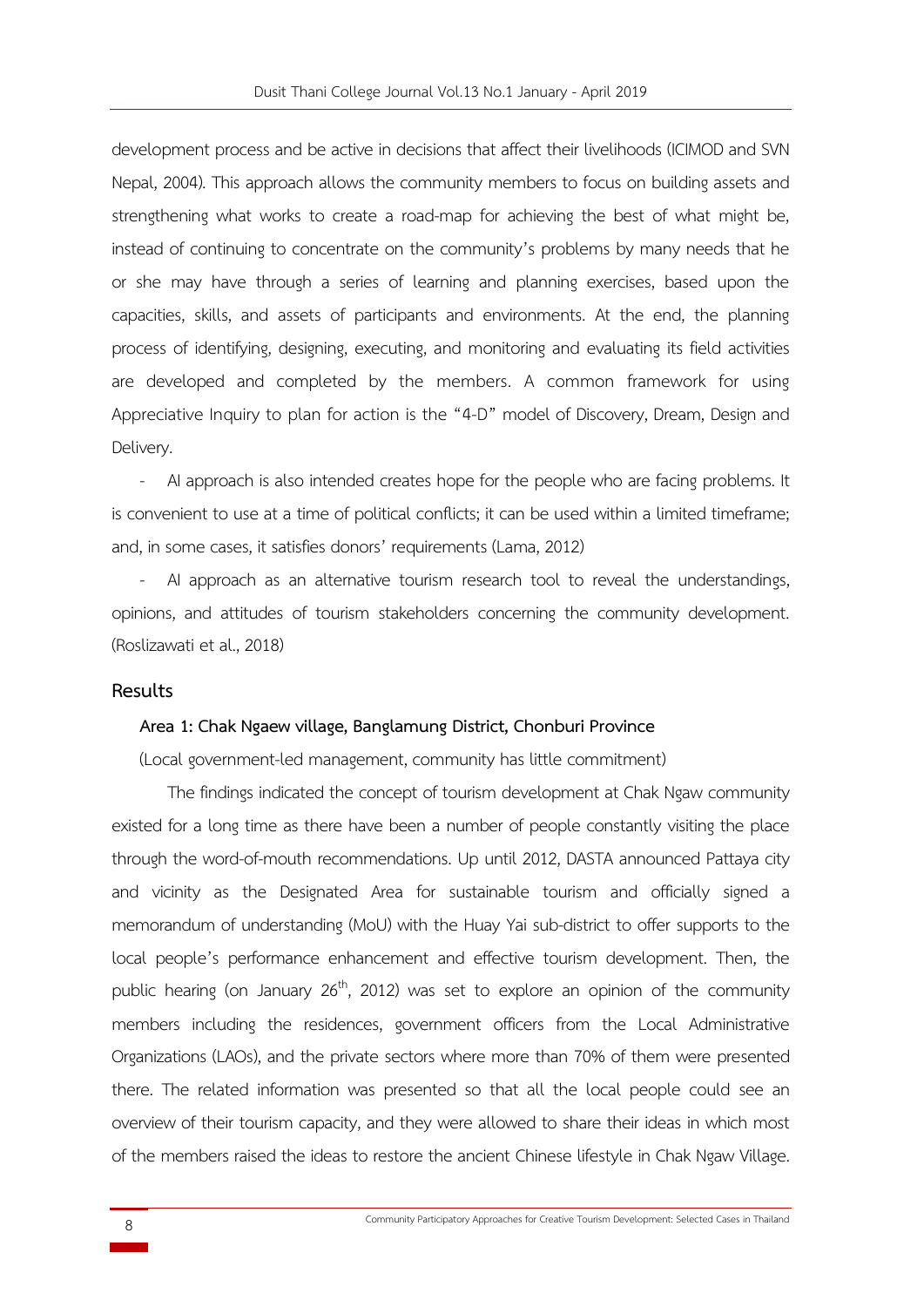development process and be active in decisions that affect their livelihoods (ICIMOD and SVN Nepal, 2004). This approach allows the community members to focus on building assets and strengthening what works to create a road-map for achieving the best of what might be, instead of continuing to concentrate on the community's problems by many needs that he or she may have through a series of learning and planning exercises, based upon the capacities, skills, and assets of participants and environments. At the end, the planning process of identifying, designing, executing, and monitoring and evaluating its field activities are developed and completed by the members. A common framework for using Appreciative Inquiry to plan for action is the "4-D" model of Discovery, Dream, Design and Delivery.

- AI approach is also intended creates hope for the people who are facing problems. It is convenient to use at a time of political conflicts; it can be used within a limited timeframe; and, in some cases, it satisfies donors' requirements (Lama, 2012)
- AI approach as an alternative tourism research tool to reveal the understandings, opinions, and attitudes of tourism stakeholders concerning the community development. (Roslizawati et al., 2018)

## Results

### Area 1: Chak Ngaew village, Banglamung District, Chonburi Province

(Local government-led management, community has little commitment)

The findings indicated the concept of tourism development at Chak Ngaw community existed for a long time as there have been a number of people constantly visiting the place through the word-of-mouth recommendations. Up until 2012, DASTA announced Pattaya city and vicinity as the Designated Area for sustainable tourism and officially signed a memorandum of understanding (MoU) with the Huay Yai sub-district to offer supports to the local people's performance enhancement and effective tourism development. Then, the public hearing (on January 26th, 2012) was set to explore an opinion of the community members including the residences, government officers from the Local Administrative Organizations (LAOs), and the private sectors where more than 70% of them were presented there. The related information was presented so that all the local people could see an overview of their tourism capacity, and they were allowed to share their ideas in which most of the members raised the ideas to restore the ancient Chinese lifestyle in Chak Ngaw Village.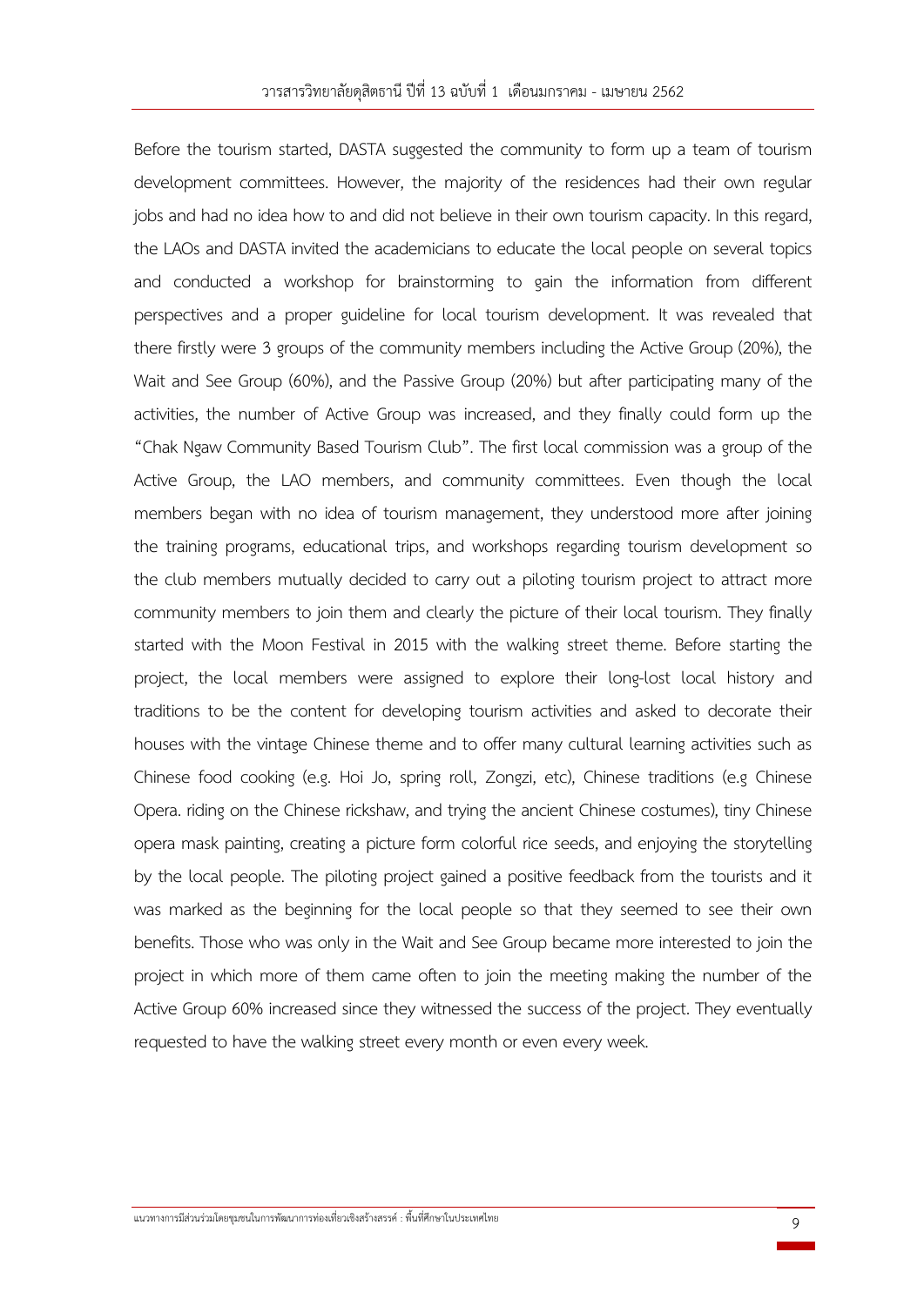Before the tourism started, DASTA suggested the community to form up a team of tourism development committees. However, the majority of the residences had their own regular jobs and had no idea how to and did not believe in their own tourism capacity. In this regard, the LAOs and DASTA invited the academicians to educate the local people on several topics and conducted a workshop for brainstorming to gain the information from different perspectives and a proper guideline for local tourism development. It was revealed that there firstly were 3 groups of the community members including the Active Group (20%), the Wait and See Group (60%), and the Passive Group (20%) but after participating many of the activities, the number of Active Group was increased, and they finally could form up the "Chak Ngaw Community Based Tourism Club". The first local commission was a group of the Active Group, the LAO members, and community committees. Even though the local members began with no idea of tourism management, they understood more after joining the training programs, educational trips, and workshops regarding tourism development so the club members mutually decided to carry out a piloting tourism project to attract more community members to join them and clearly the picture of their local tourism. They finally started with the Moon Festival in 2015 with the walking street theme. Before starting the project, the local members were assigned to explore their long-lost local history and traditions to be the content for developing tourism activities and asked to decorate their houses with the vintage Chinese theme and to offer many cultural learning activities such as Chinese food cooking (e.g. Hoi Jo, spring roll, Zongzi, etc), Chinese traditions (e.g Chinese Opera. riding on the Chinese rickshaw, and trying the ancient Chinese costumes), tiny Chinese opera mask painting, creating a picture form colorful rice seeds, and enjoying the storytelling by the local people. The piloting project gained a positive feedback from the tourists and it was marked as the beginning for the local people so that they seemed to see their own benefits. Those who was only in the Wait and See Group became more interested to join the project in which more of them came often to join the meeting making the number of the Active Group 60% increased since they witnessed the success of the project. They eventually requested to have the walking street every month or even every week.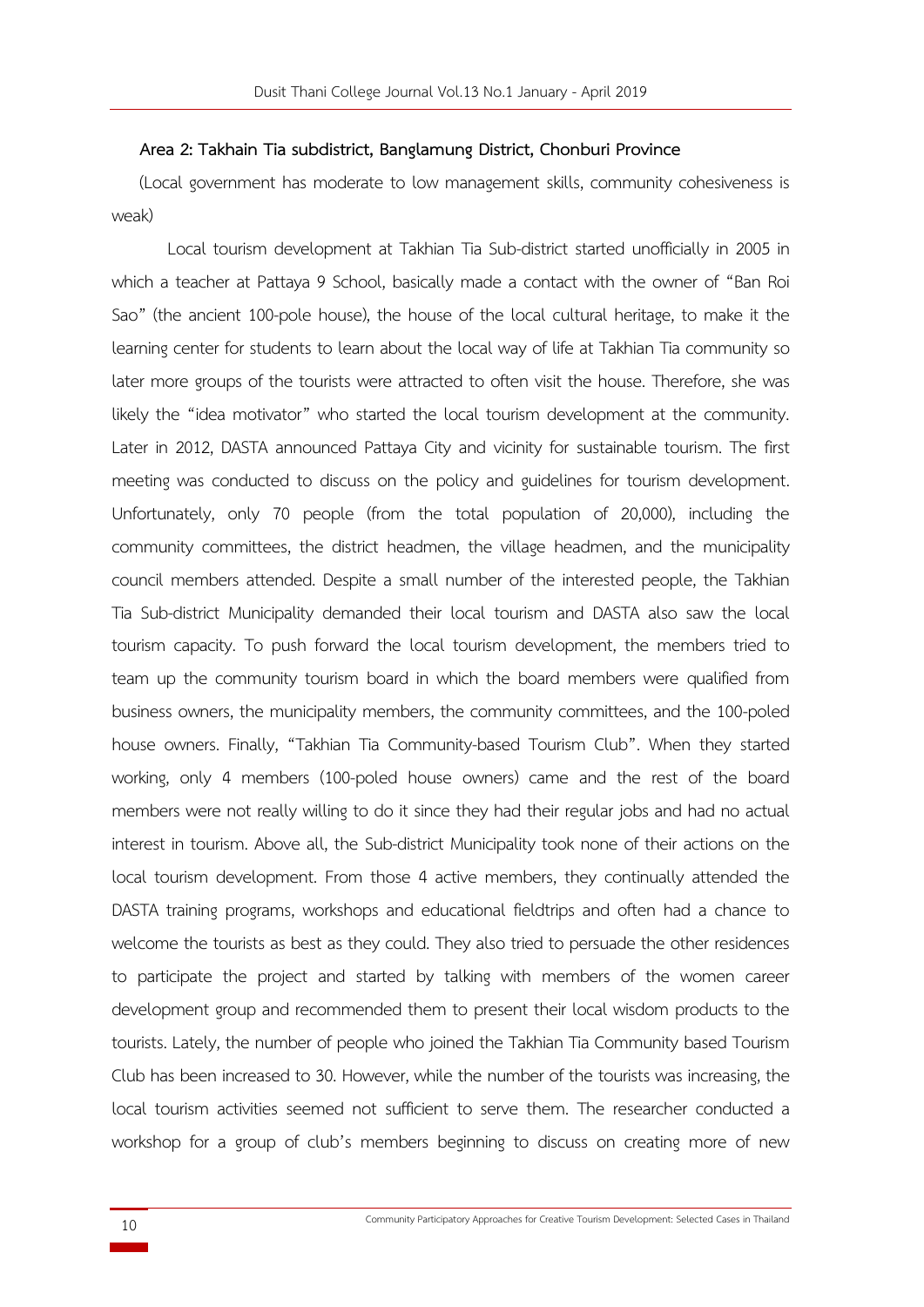**Area 2: Takhain Tia subdistrict, Banglamung District, Chonburi Province**

(Local government has moderate to low management skills, community cohesiveness is weak)

Local tourism development at Takhian Tia Sub-district started unofficially in 2005 in which a teacher at Pattaya 9 School, basically made a contact with the owner of "Ban Roi Sao" (the ancient 100-pole house), the house of the local cultural heritage, to make it the learning center for students to learn about the local way of life at Takhian Tia community so later more groups of the tourists were attracted to often visit the house. Therefore, she was likely the "idea motivator" who started the local tourism development at the community. Later in 2012, DASTA announced Pattaya City and vicinity for sustainable tourism. The first meeting was conducted to discuss on the policy and guidelines for tourism development. Unfortunately, only 70 people (from the total population of 20,000), including the community committees, the district headmen, the village headmen, and the municipality council members attended. Despite a small number of the interested people, the Takhian Tia Sub-district Municipality demanded their local tourism and DASTA also saw the local tourism capacity. To push forward the local tourism development, the members tried to team up the community tourism board in which the board members were qualified from business owners, the municipality members, the community committees, and the 100-poled house owners. Finally, "Takhian Tia Community-based Tourism Club". When they started working, only 4 members (100-poled house owners) came and the rest of the board members were not really willing to do it since they had their regular jobs and had no actual interest in tourism. Above all, the Sub-district Municipality took none of their actions on the local tourism development. From those 4 active members, they continually attended the DASTA training programs, workshops and educational fieldtrips and often had a chance to welcome the tourists as best as they could. They also tried to persuade the other residences to participate the project and started by talking with members of the women career development group and recommended them to present their local wisdom products to the tourists. Lately, the number of people who joined the Takhian Tia Community based Tourism Club has been increased to 30. However, while the number of the tourists was increasing, the local tourism activities seemed not sufficient to serve them. The researcher conducted a workshop for a group of club's members beginning to discuss on creating more of new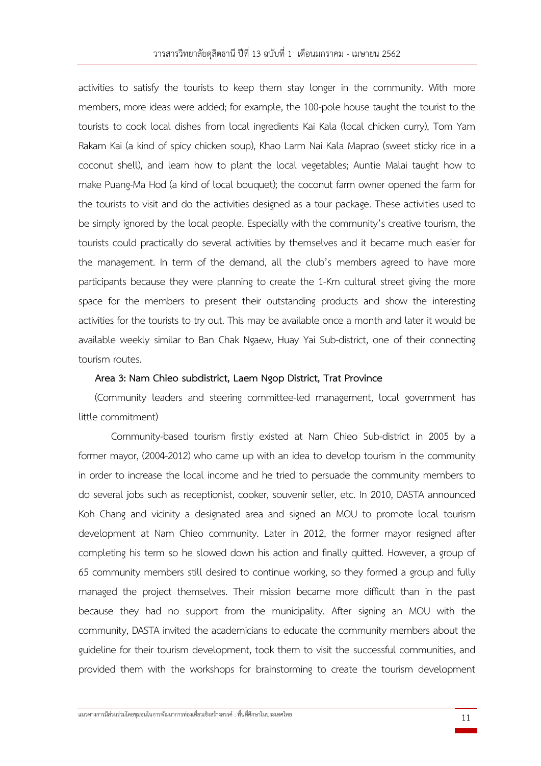activities to satisfy the tourists to keep them stay longer in the community. With more members, more ideas were added; for example, the 100-pole house taught the tourist to the tourists to cook local dishes from local ingredients Kai Kala (local chicken curry), Tom Yam Rakam Kai (a kind of spicy chicken soup), Khao Larm Nai Kala Maprao (sweet sticky rice in a coconut shell), and learn how to plant the local vegetables; Auntie Malai taught how to make Puang-Ma Hod (a kind of local bouquet); the coconut farm owner opened the farm for the tourists to visit and do the activities designed as a tour package. These activities used to be simply ignored by the local people. Especially with the community's creative tourism, the tourists could practically do several activities by themselves and it became much easier for the management. In term of the demand, all the club's members agreed to have more participants because they were planning to create the 1-Km cultural street giving the more space for the members to present their outstanding products and show the interesting activities for the tourists to try out. This may be available once a month and later it would be available weekly similar to Ban Chak Ngaew, Huay Yai Sub-district, one of their connecting tourism routes.

**Area 3: Nam Chieo subdistrict, Laem Ngop District, Trat Province**

(Community leaders and steering committee-led management, local government has little commitment)

Community-based tourism firstly existed at Nam Chieo Sub-district in 2005 by a former mayor, (2004-2012) who came up with an idea to develop tourism in the community in order to increase the local income and he tried to persuade the community members to do several jobs such as receptionist, cooker, souvenir seller, etc. In 2010, DASTA announced Koh Chang and vicinity a designated area and signed an MOU to promote local tourism development at Nam Chieo community. Later in 2012, the former mayor resigned after completing his term so he slowed down his action and finally quitted. However, a group of 65 community members still desired to continue working, so they formed a group and fully managed the project themselves. Their mission became more difficult than in the past because they had no support from the municipality. After signing an MOU with the community, DASTA invited the academicians to educate the community members about the guideline for their tourism development, took them to visit the successful communities, and provided them with the workshops for brainstorming to create the tourism development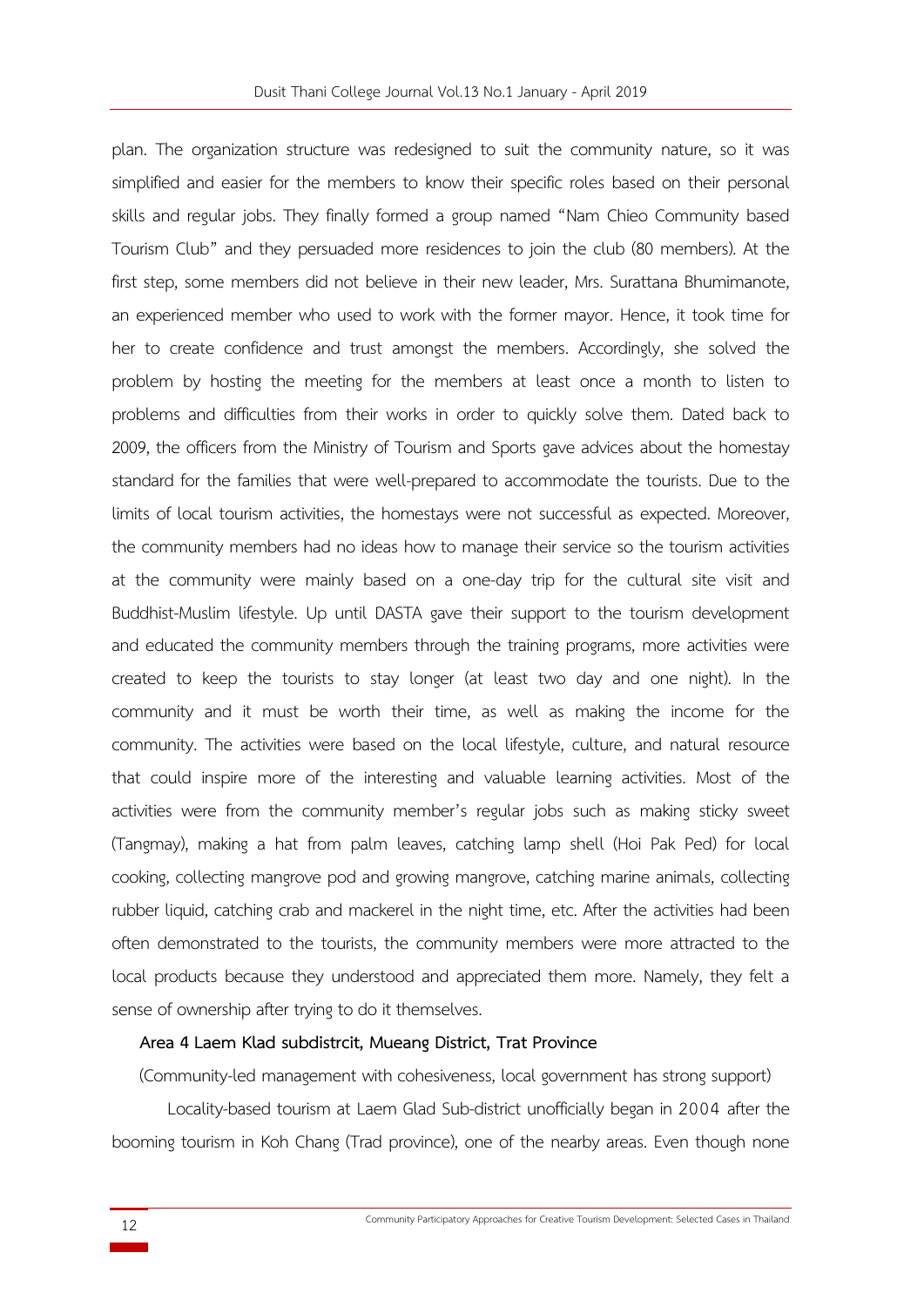plan. The organization structure was redesigned to suit the community nature, so it was simplified and easier for the members to know their specific roles based on their personal skills and regular jobs. They finally formed a group named "Nam Chieo Community based Tourism Club" and they persuaded more residences to join the club (80 members). At the first step, some members did not believe in their new leader, Mrs. Surattana Bhumimanote, an experienced member who used to work with the former mayor. Hence, it took time for her to create confidence and trust amongst the members. Accordingly, she solved the problem by hosting the meeting for the members at least once a month to listen to problems and difficulties from their works in order to quickly solve them. Dated back to 2009, the officers from the Ministry of Tourism and Sports gave advices about the homestay standard for the families that were well-prepared to accommodate the tourists. Due to the limits of local tourism activities, the homestays were not successful as expected. Moreover, the community members had no ideas how to manage their service so the tourism activities at the community were mainly based on a one-day trip for the cultural site visit and Buddhist-Muslim lifestyle. Up until DASTA gave their support to the tourism development and educated the community members through the training programs, more activities were created to keep the tourists to stay longer (at least two day and one night). In the community and it must be worth their time, as well as making the income for the community. The activities were based on the local lifestyle, culture, and natural resource that could inspire more of the interesting and valuable learning activities. Most of the activities were from the community member's regular jobs such as making sticky sweet (Tangmay), making a hat from palm leaves, catching lamp shell (Hoi Pak Ped) for local cooking, collecting mangrove pod and growing mangrove, catching marine animals, collecting rubber liquid, catching crab and mackerel in the night time, etc. After the activities had been often demonstrated to the tourists, the community members were more attracted to the local products because they understood and appreciated them more. Namely, they felt a sense of ownership after trying to do it themselves.

**Area 4 Laem Klad subdistrcit, Mueang District, Trat Province**

(Community-led management with cohesiveness, local government has strong support)

Locality-based tourism at Laem Glad Sub-district unofficially began in 2004 after the booming tourism in Koh Chang (Trad province), one of the nearby areas. Even though none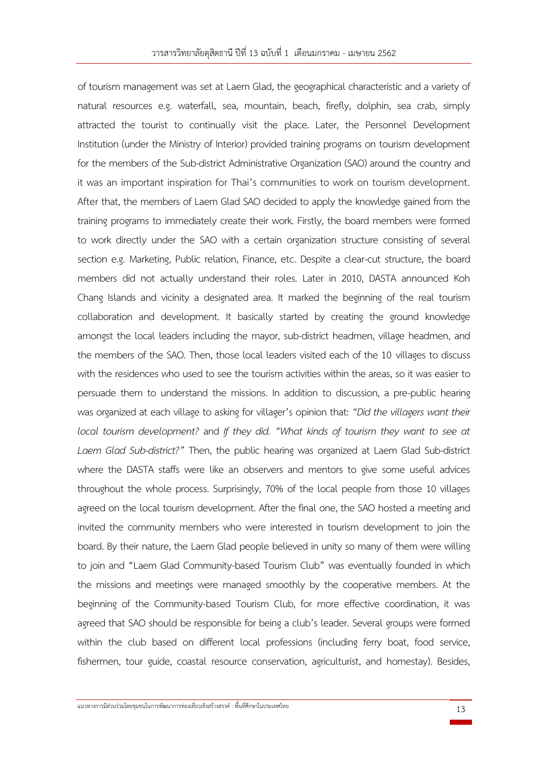of tourism management was set at Laem Glad, the geographical characteristic and a variety of natural resources e.g. waterfall, sea, mountain, beach, firefly, dolphin, sea crab, simply attracted the tourist to continually visit the place. Later, the Personnel Development Institution (under the Ministry of Interior) provided training programs on tourism development for the members of the Sub-district Administrative Organization (SAO) around the country and it was an important inspiration for Thai's communities to work on tourism development. After that, the members of Laem Glad SAO decided to apply the knowledge gained from the training programs to immediately create their work. Firstly, the board members were formed to work directly under the SAO with a certain organization structure consisting of several section e.g. Marketing, Public relation, Finance, etc. Despite a clear-cut structure, the board members did not actually understand their roles. Later in 2010, DASTA announced Koh Chang Islands and vicinity a designated area. It marked the beginning of the real tourism collaboration and development. It basically started by creating the ground knowledge amongst the local leaders including the mayor, sub-district headmen, village headmen, and the members of the SAO. Then, those local leaders visited each of the 10 villages to discuss with the residences who used to see the tourism activities within the areas, so it was easier to persuade them to understand the missions. In addition to discussion, a pre-public hearing was organized at each village to asking for villager's opinion that: *"Did the villagers want their local tourism development?* and *If they did. "What kinds of tourism they want to see at Laem Glad Sub-district?"* Then, the public hearing was organized at Laem Glad Sub-district where the DASTA staffs were like an observers and mentors to give some useful advices throughout the whole process. Surprisingly, 70% of the local people from those 10 villages agreed on the local tourism development. After the final one, the SAO hosted a meeting and invited the community members who were interested in tourism development to join the board. By their nature, the Laem Glad people believed in unity so many of them were willing to join and "Laem Glad Community-based Tourism Club" was eventually founded in which the missions and meetings were managed smoothly by the cooperative members. At the beginning of the Community-based Tourism Club, for more effective coordination, it was agreed that SAO should be responsible for being a club's leader. Several groups were formed within the club based on different local professions (including ferry boat, food service, fishermen, tour guide, coastal resource conservation, agriculturist, and homestay). Besides,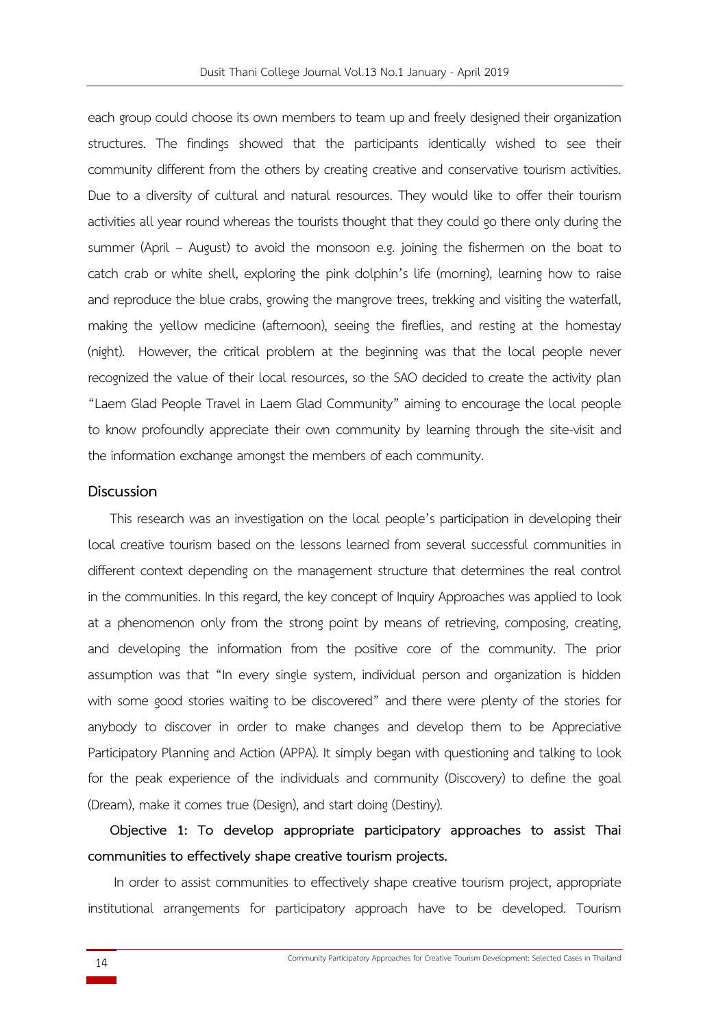each group could choose its own members to team up and freely designed their organization structures. The findings showed that the participants identically wished to see their community different from the others by creating creative and conservative tourism activities. Due to a diversity of cultural and natural resources. They would like to offer their tourism activities all year round whereas the tourists thought that they could go there only during the summer (April – August) to avoid the monsoon e.g. joining the fishermen on the boat to catch crab or white shell, exploring the pink dolphin's life (morning), learning how to raise and reproduce the blue crabs, growing the mangrove trees, trekking and visiting the waterfall, making the yellow medicine (afternoon), seeing the fireflies, and resting at the homestay (night). However, the critical problem at the beginning was that the local people never recognized the value of their local resources, so the SAO decided to create the activity plan "Laem Glad People Travel in Laem Glad Community" aiming to encourage the local people to know profoundly appreciate their own community by learning through the site-visit and the information exchange amongst the members of each community.

## Discussion

This research was an investigation on the local people's participation in developing their local creative tourism based on the lessons learned from several successful communities in different context depending on the management structure that determines the real control in the communities. In this regard, the key concept of Inquiry Approaches was applied to look at a phenomenon only from the strong point by means of retrieving, composing, creating, and developing the information from the positive core of the community. The prior assumption was that "In every single system, individual person and organization is hidden with some good stories waiting to be discovered" and there were plenty of the stories for anybody to discover in order to make changes and develop them to be Appreciative Participatory Planning and Action (APPA). It simply began with questioning and talking to look for the peak experience of the individuals and community (Discovery) to define the goal (Dream), make it comes true (Design), and start doing (Destiny).

**Objective 1: To develop appropriate participatory approaches to assist Thai communities to effectively shape creative tourism projects.**

In order to assist communities to effectively shape creative tourism project, appropriate institutional arrangements for participatory approach have to be developed. Tourism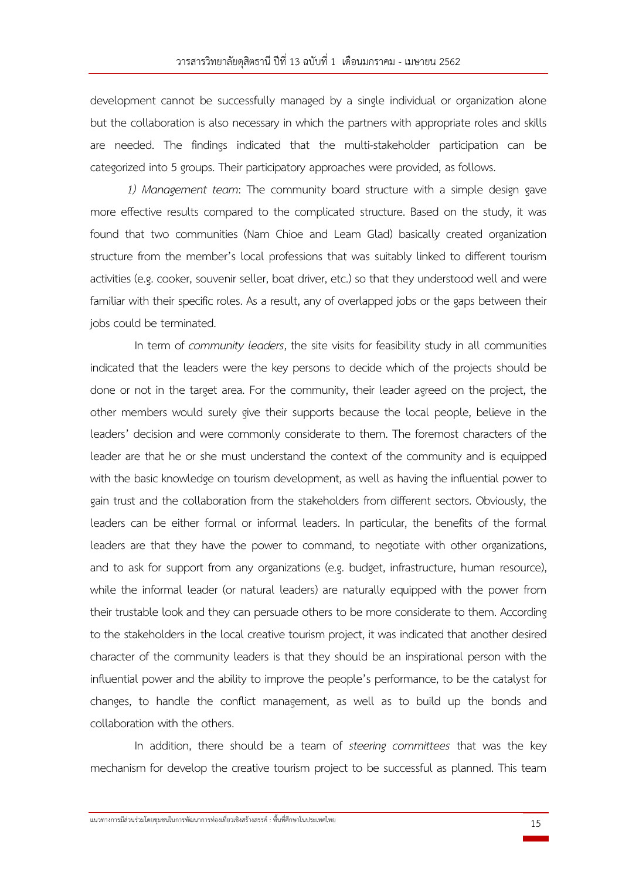development cannot be successfully managed by a single individual or organization alone but the collaboration is also necessary in which the partners with appropriate roles and skills are needed. The findings indicated that the multi-stakeholder participation can be categorized into 5 groups. Their participatory approaches were provided, as follows.

*1) Management team*: The community board structure with a simple design gave more effective results compared to the complicated structure. Based on the study, it was found that two communities (Nam Chioe and Leam Glad) basically created organization structure from the member's local professions that was suitably linked to different tourism activities (e.g. cooker, souvenir seller, boat driver, etc.) so that they understood well and were familiar with their specific roles. As a result, any of overlapped jobs or the gaps between their jobs could be terminated.

In term of *community leaders*, the site visits for feasibility study in all communities indicated that the leaders were the key persons to decide which of the projects should be done or not in the target area. For the community, their leader agreed on the project, the other members would surely give their supports because the local people, believe in the leaders' decision and were commonly considerate to them. The foremost characters of the leader are that he or she must understand the context of the community and is equipped with the basic knowledge on tourism development, as well as having the influential power to gain trust and the collaboration from the stakeholders from different sectors. Obviously, the leaders can be either formal or informal leaders. In particular, the benefits of the formal leaders are that they have the power to command, to negotiate with other organizations, and to ask for support from any organizations (e.g. budget, infrastructure, human resource), while the informal leader (or natural leaders) are naturally equipped with the power from their trustable look and they can persuade others to be more considerate to them. According to the stakeholders in the local creative tourism project, it was indicated that another desired character of the community leaders is that they should be an inspirational person with the influential power and the ability to improve the people's performance, to be the catalyst for changes, to handle the conflict management, as well as to build up the bonds and collaboration with the others.

In addition, there should be a team of *steering committees* that was the key mechanism for develop the creative tourism project to be successful as planned. This team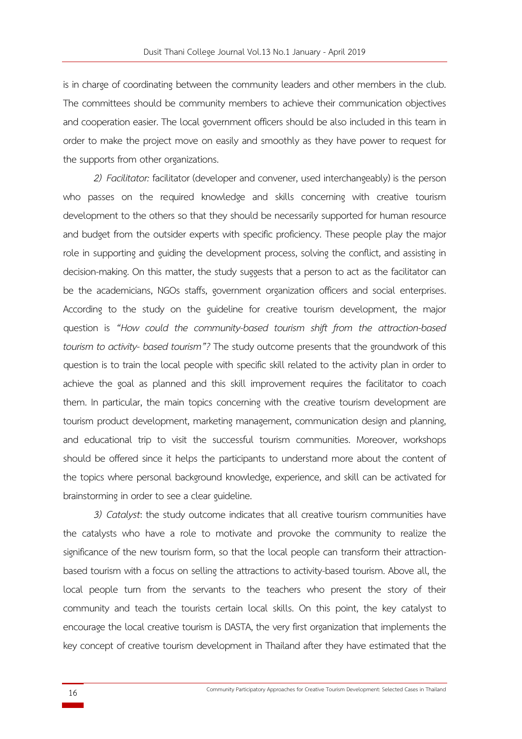is in charge of coordinating between the community leaders and other members in the club. The committees should be community members to achieve their communication objectives and cooperation easier. The local government officers should be also included in this team in order to make the project move on easily and smoothly as they have power to request for the supports from other organizations.

*2) Facilitator:* facilitator (developer and convener, used interchangeably) is the person who passes on the required knowledge and skills concerning with creative tourism development to the others so that they should be necessarily supported for human resource and budget from the outsider experts with specific proficiency. These people play the major role in supporting and guiding the development process, solving the conflict, and assisting in decision-making. On this matter, the study suggests that a person to act as the facilitator can be the academicians, NGOs staffs, government organization officers and social enterprises. According to the study on the guideline for creative tourism development, the major question is *"How could the community-based tourism shift from the attraction-based tourism to activity- based tourism"?* The study outcome presents that the groundwork of this question is to train the local people with specific skill related to the activity plan in order to achieve the goal as planned and this skill improvement requires the facilitator to coach them. In particular, the main topics concerning with the creative tourism development are tourism product development, marketing management, communication design and planning, and educational trip to visit the successful tourism communities. Moreover, workshops should be offered since it helps the participants to understand more about the content of the topics where personal background knowledge, experience, and skill can be activated for brainstorming in order to see a clear guideline.

*3) Catalyst*: the study outcome indicates that all creative tourism communities have the catalysts who have a role to motivate and provoke the community to realize the significance of the new tourism form, so that the local people can transform their attraction-based tourism with a focus on selling the attractions to activity-based tourism. Above all, the local people turn from the servants to the teachers who present the story of their community and teach the tourists certain local skills. On this point, the key catalyst to encourage the local creative tourism is DASTA, the very first organization that implements the key concept of creative tourism development in Thailand after they have estimated that the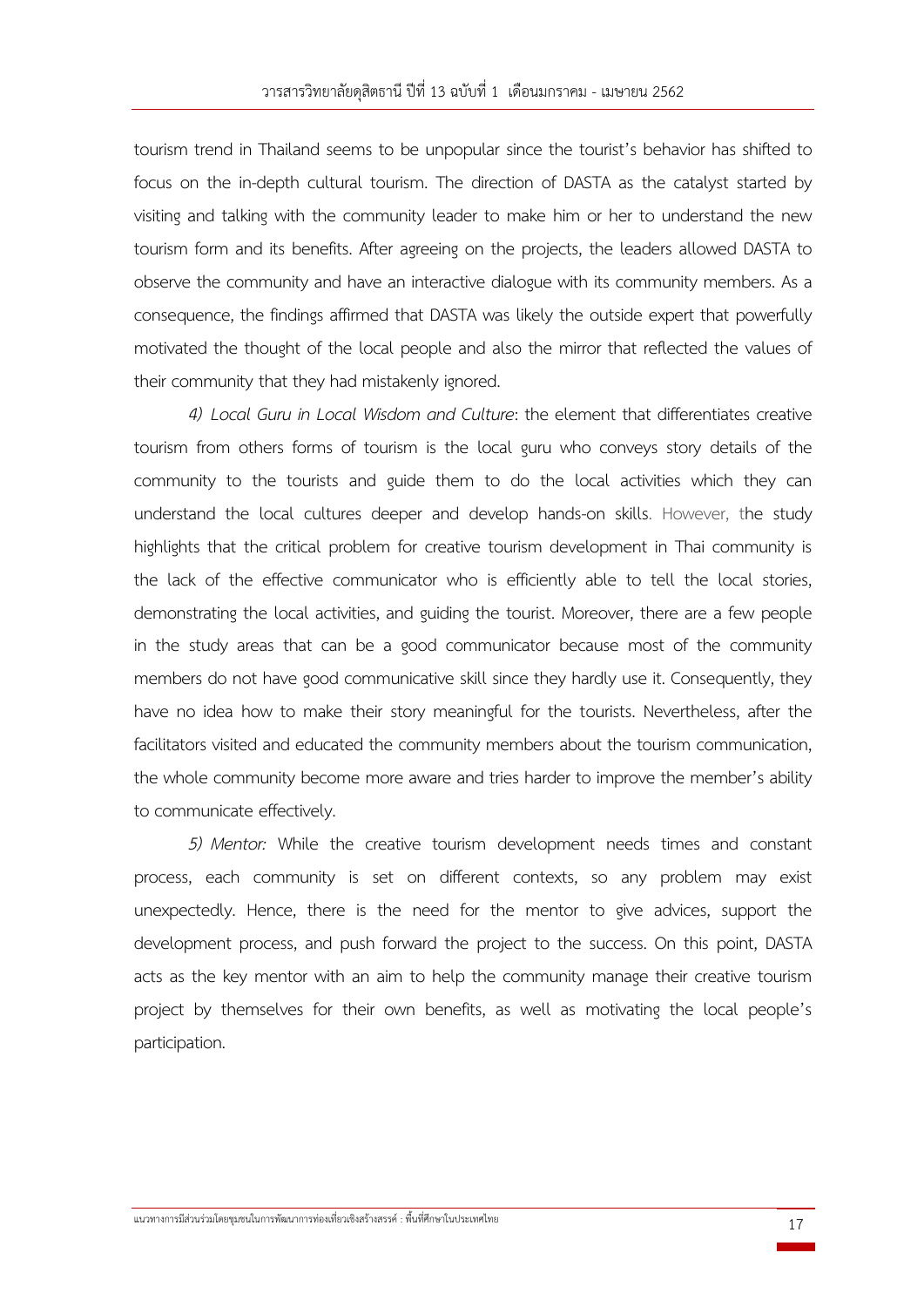tourism trend in Thailand seems to be unpopular since the tourist's behavior has shifted to focus on the in-depth cultural tourism. The direction of DASTA as the catalyst started by visiting and talking with the community leader to make him or her to understand the new tourism form and its benefits. After agreeing on the projects, the leaders allowed DASTA to observe the community and have an interactive dialogue with its community members. As a consequence, the findings affirmed that DASTA was likely the outside expert that powerfully motivated the thought of the local people and also the mirror that reflected the values of their community that they had mistakenly ignored.

*4) Local Guru in Local Wisdom and Culture*: the element that differentiates creative tourism from others forms of tourism is the local guru who conveys story details of the community to the tourists and guide them to do the local activities which they can understand the local cultures deeper and develop hands-on skills. However, the study highlights that the critical problem for creative tourism development in Thai community is the lack of the effective communicator who is efficiently able to tell the local stories, demonstrating the local activities, and guiding the tourist. Moreover, there are a few people in the study areas that can be a good communicator because most of the community members do not have good communicative skill since they hardly use it. Consequently, they have no idea how to make their story meaningful for the tourists. Nevertheless, after the facilitators visited and educated the community members about the tourism communication, the whole community become more aware and tries harder to improve the member's ability to communicate effectively.

*5) Mentor:* While the creative tourism development needs times and constant process, each community is set on different contexts, so any problem may exist unexpectedly. Hence, there is the need for the mentor to give advices, support the development process, and push forward the project to the success. On this point, DASTA acts as the key mentor with an aim to help the community manage their creative tourism project by themselves for their own benefits, as well as motivating the local people's participation.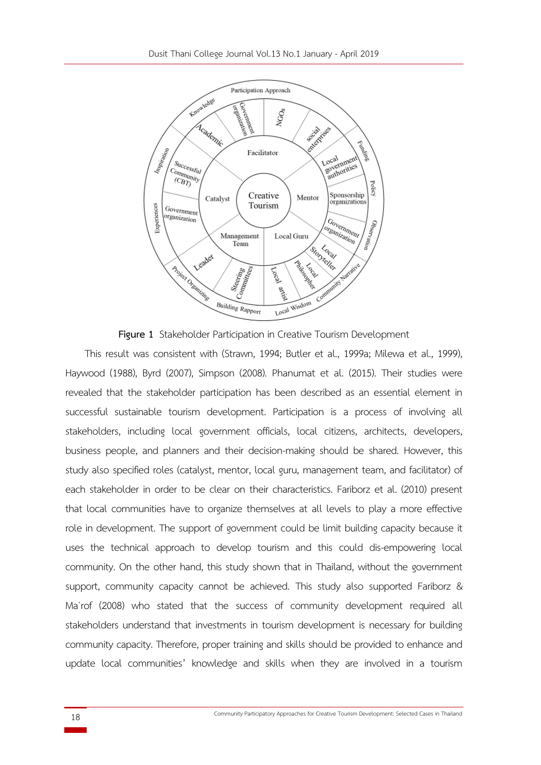**Figure 1** Stakeholder Participation in Creative Tourism Development

This result was consistent with (Strawn, 1994; Butler et al., 1999a; Milewa et al., 1999), Haywood (1988), Byrd (2007), Simpson (2008). Phanumat et al. (2015). Their studies were revealed that the stakeholder participation has been described as an essential element in successful sustainable tourism development. Participation is a process of involving all stakeholders, including local government officials, local citizens, architects, developers, business people, and planners and their decision-making should be shared. However, this study also specified roles (catalyst, mentor, local guru, management team, and facilitator) of each stakeholder in order to be clear on their characteristics. Fariborz et al. (2010) present that local communities have to organize themselves at all levels to play a more effective role in development. The support of government could be limit building capacity because it uses the technical approach to develop tourism and this could dis-empowering local community. On the other hand, this study shown that in Thailand, without the government support, community capacity cannot be achieved. This study also supported Fariborz & Ma`rof (2008) who stated that the success of community development required all stakeholders understand that investments in tourism development is necessary for building community capacity. Therefore, proper training and skills should be provided to enhance and update local communities' knowledge and skills when they are involved in a tourism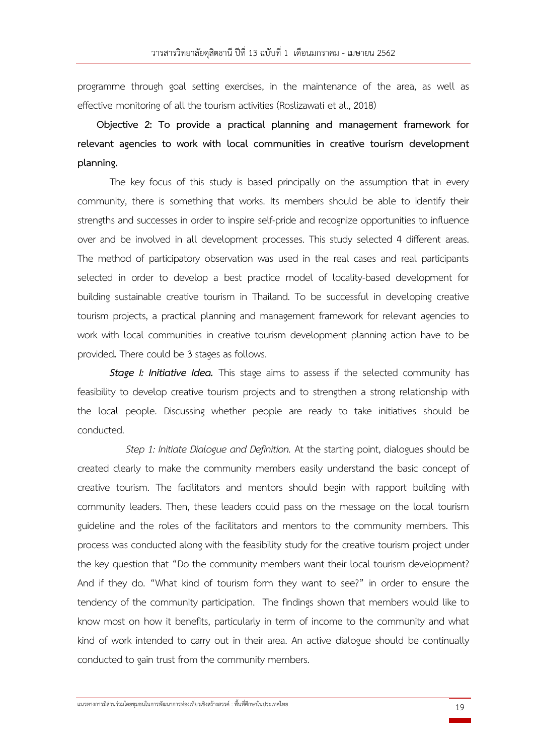programme through goal setting exercises, in the maintenance of the area, as well as effective monitoring of all the tourism activities (Roslizawati et al., 2018)

**Objective 2: To provide a practical planning and management framework for relevant agencies to work with local communities in creative tourism development planning.**

The key focus of this study is based principally on the assumption that in every community, there is something that works. Its members should be able to identify their strengths and successes in order to inspire self-pride and recognize opportunities to influence over and be involved in all development processes. This study selected 4 different areas. The method of participatory observation was used in the real cases and real participants selected in order to develop a best practice model of locality-based development for building sustainable creative tourism in Thailand. To be successful in developing creative tourism projects, a practical planning and management framework for relevant agencies to work with local communities in creative tourism development planning action have to be provided**.** There could be 3 stages as follows.

***Stage I: Initiative Idea.*** This stage aims to assess if the selected community has feasibility to develop creative tourism projects and to strengthen a strong relationship with the local people. Discussing whether people are ready to take initiatives should be conducted.

*Step 1: Initiate Dialogue and Definition.* At the starting point, dialogues should be created clearly to make the community members easily understand the basic concept of creative tourism. The facilitators and mentors should begin with rapport building with community leaders. Then, these leaders could pass on the message on the local tourism guideline and the roles of the facilitators and mentors to the community members. This process was conducted along with the feasibility study for the creative tourism project under the key question that "Do the community members want their local tourism development? And if they do. "What kind of tourism form they want to see?" in order to ensure the tendency of the community participation. The findings shown that members would like to know most on how it benefits, particularly in term of income to the community and what kind of work intended to carry out in their area. An active dialogue should be continually conducted to gain trust from the community members.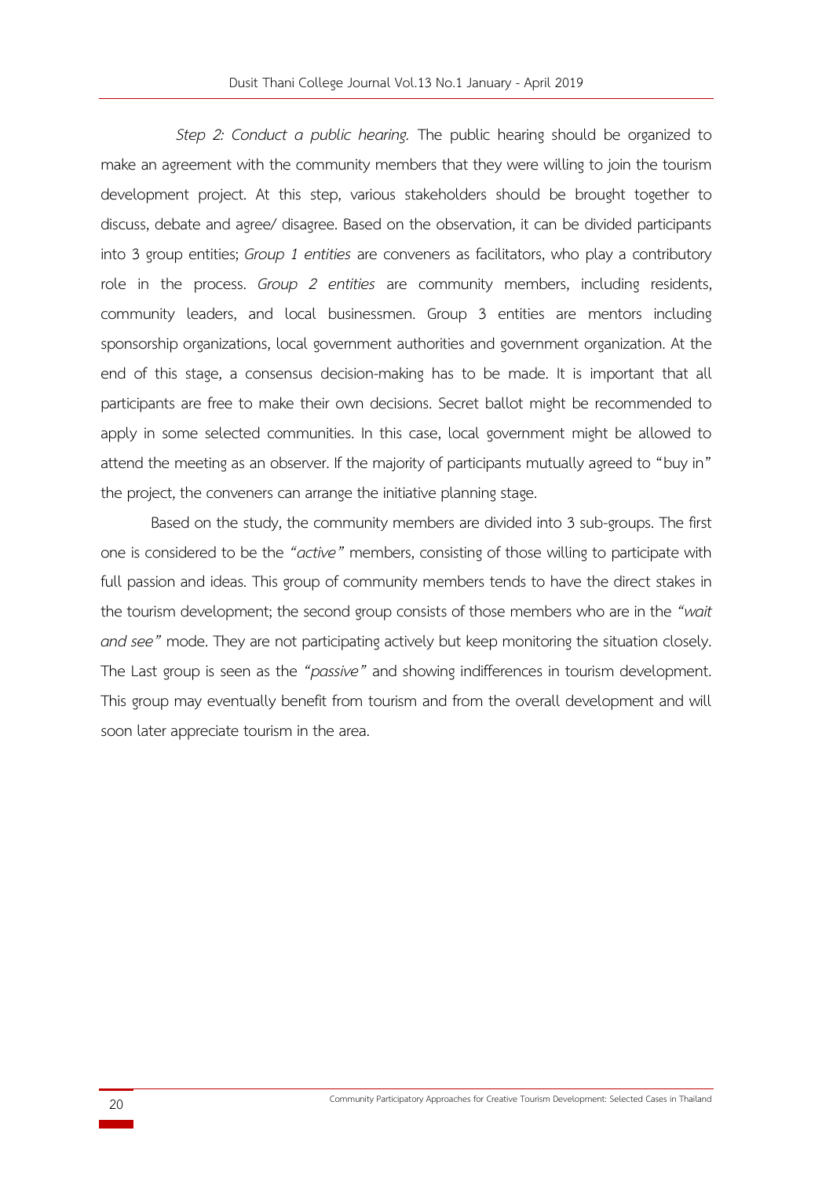*Step 2: Conduct a public hearing.* The public hearing should be organized to make an agreement with the community members that they were willing to join the tourism development project. At this step, various stakeholders should be brought together to discuss, debate and agree/ disagree. Based on the observation, it can be divided participants into 3 group entities; *Group 1 entities* are conveners as facilitators, who play a contributory role in the process. *Group 2 entities* are community members, including residents, community leaders, and local businessmen. Group 3 entities are mentors including sponsorship organizations, local government authorities and government organization. At the end of this stage, a consensus decision-making has to be made. It is important that all participants are free to make their own decisions. Secret ballot might be recommended to apply in some selected communities. In this case, local government might be allowed to attend the meeting as an observer. If the majority of participants mutually agreed to "buy in" the project, the conveners can arrange the initiative planning stage.

Based on the study, the community members are divided into 3 sub-groups. The first one is considered to be the *"active"* members, consisting of those willing to participate with full passion and ideas. This group of community members tends to have the direct stakes in the tourism development; the second group consists of those members who are in the *"wait and see"* mode. They are not participating actively but keep monitoring the situation closely. The Last group is seen as the *"passive"* and showing indifferences in tourism development. This group may eventually benefit from tourism and from the overall development and will soon later appreciate tourism in the area.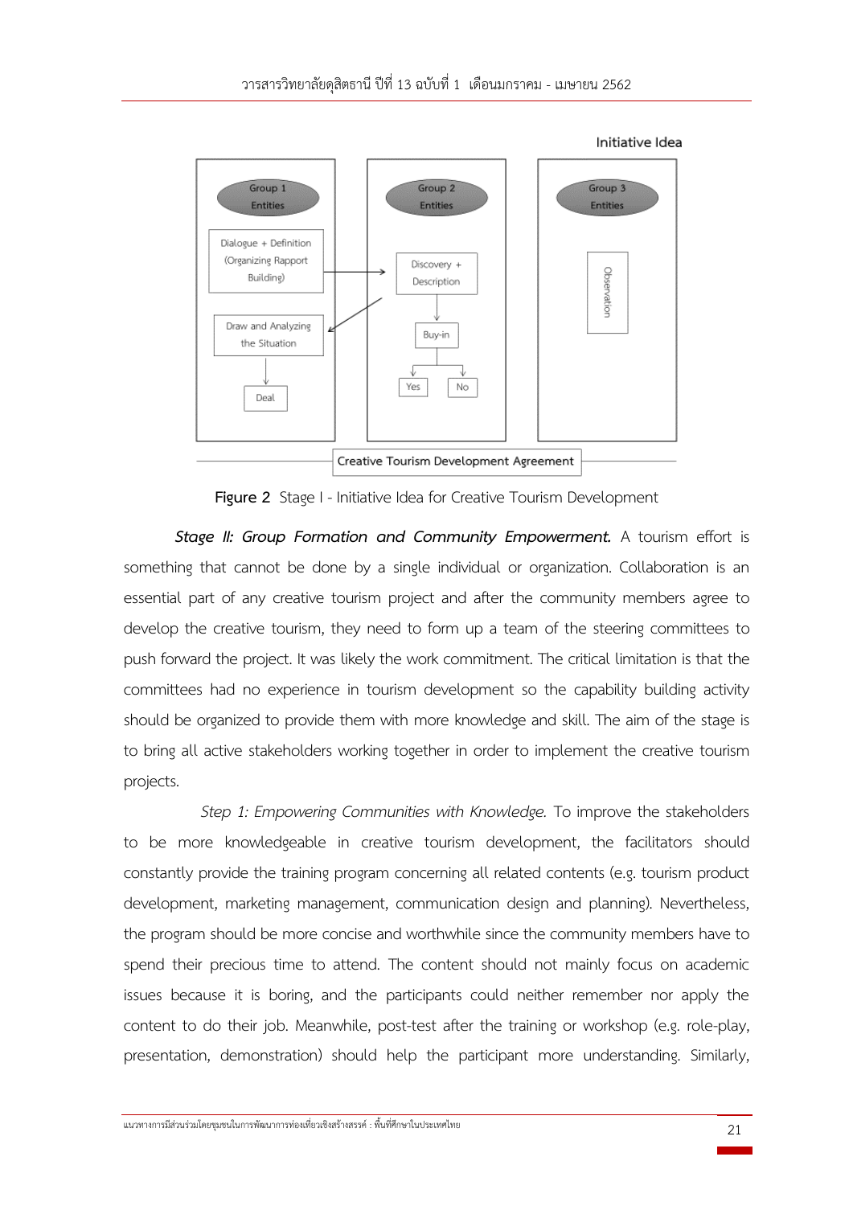Initiative Idea

Group 1 Entities | Group 2 Entities | Group 3 Entities

Dialogue + Definition (Organizing Rapport Building)

Discovery + Description

Observation

Draw and Analyzing the Situation

Buy-in

Deal

Yes

No

Creative Tourism Development Agreement

**Figure 2** Stage I - Initiative Idea for Creative Tourism Development

***Stage II: Group Formation and Community Empowerment.*** A tourism effort is something that cannot be done by a single individual or organization. Collaboration is an essential part of any creative tourism project and after the community members agree to develop the creative tourism, they need to form up a team of the steering committees to push forward the project. It was likely the work commitment. The critical limitation is that the committees had no experience in tourism development so the capability building activity should be organized to provide them with more knowledge and skill. The aim of the stage is to bring all active stakeholders working together in order to implement the creative tourism projects.

*Step 1: Empowering Communities with Knowledge.* To improve the stakeholders to be more knowledgeable in creative tourism development, the facilitators should constantly provide the training program concerning all related contents (e.g. tourism product development, marketing management, communication design and planning). Nevertheless, the program should be more concise and worthwhile since the community members have to spend their precious time to attend. The content should not mainly focus on academic issues because it is boring, and the participants could neither remember nor apply the content to do their job. Meanwhile, post-test after the training or workshop (e.g. role-play, presentation, demonstration) should help the participant more understanding. Similarly,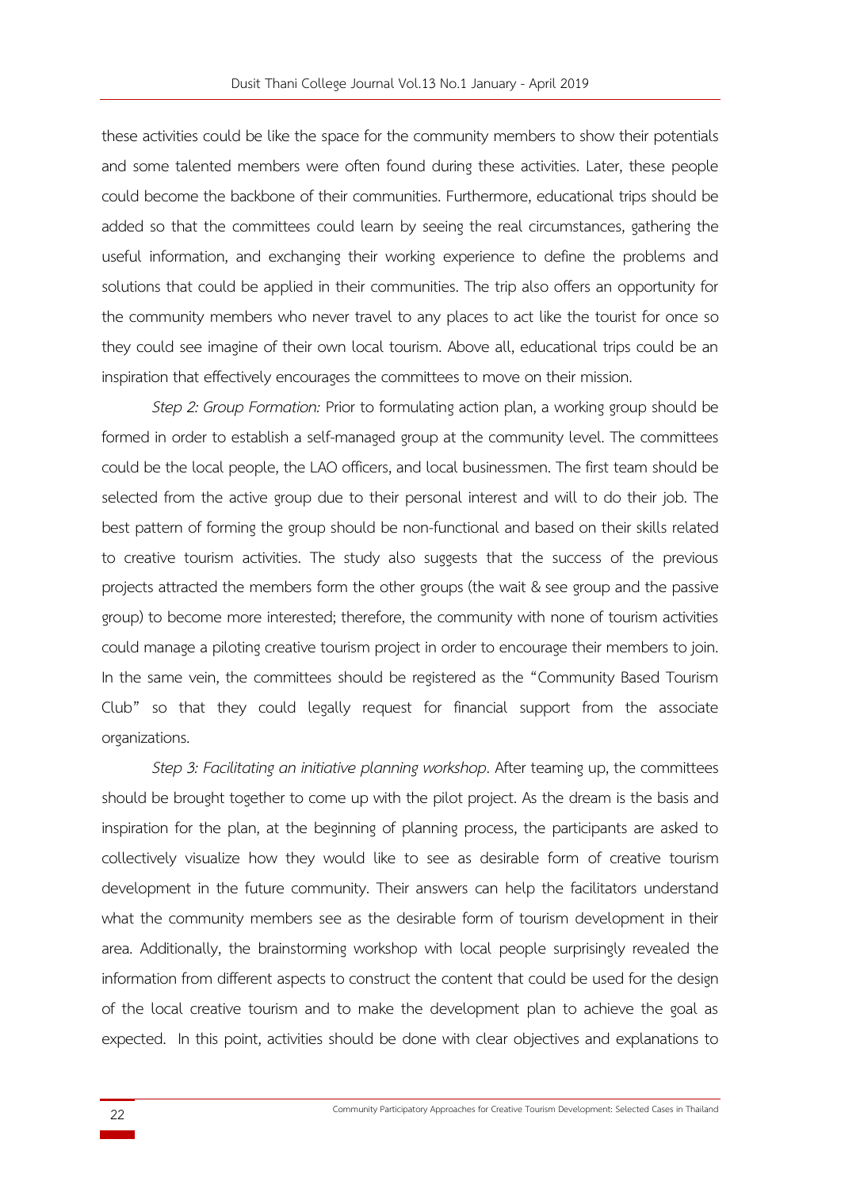these activities could be like the space for the community members to show their potentials and some talented members were often found during these activities. Later, these people could become the backbone of their communities. Furthermore, educational trips should be added so that the committees could learn by seeing the real circumstances, gathering the useful information, and exchanging their working experience to define the problems and solutions that could be applied in their communities. The trip also offers an opportunity for the community members who never travel to any places to act like the tourist for once so they could see imagine of their own local tourism. Above all, educational trips could be an inspiration that effectively encourages the committees to move on their mission.

*Step 2: Group Formation:* Prior to formulating action plan, a working group should be formed in order to establish a self-managed group at the community level. The committees could be the local people, the LAO officers, and local businessmen. The first team should be selected from the active group due to their personal interest and will to do their job. The best pattern of forming the group should be non-functional and based on their skills related to creative tourism activities. The study also suggests that the success of the previous projects attracted the members form the other groups (the wait & see group and the passive group) to become more interested; therefore, the community with none of tourism activities could manage a piloting creative tourism project in order to encourage their members to join. In the same vein, the committees should be registered as the "Community Based Tourism Club" so that they could legally request for financial support from the associate organizations.

*Step 3: Facilitating an initiative planning workshop*. After teaming up, the committees should be brought together to come up with the pilot project. As the dream is the basis and inspiration for the plan, at the beginning of planning process, the participants are asked to collectively visualize how they would like to see as desirable form of creative tourism development in the future community. Their answers can help the facilitators understand what the community members see as the desirable form of tourism development in their area. Additionally, the brainstorming workshop with local people surprisingly revealed the information from different aspects to construct the content that could be used for the design of the local creative tourism and to make the development plan to achieve the goal as expected. In this point, activities should be done with clear objectives and explanations to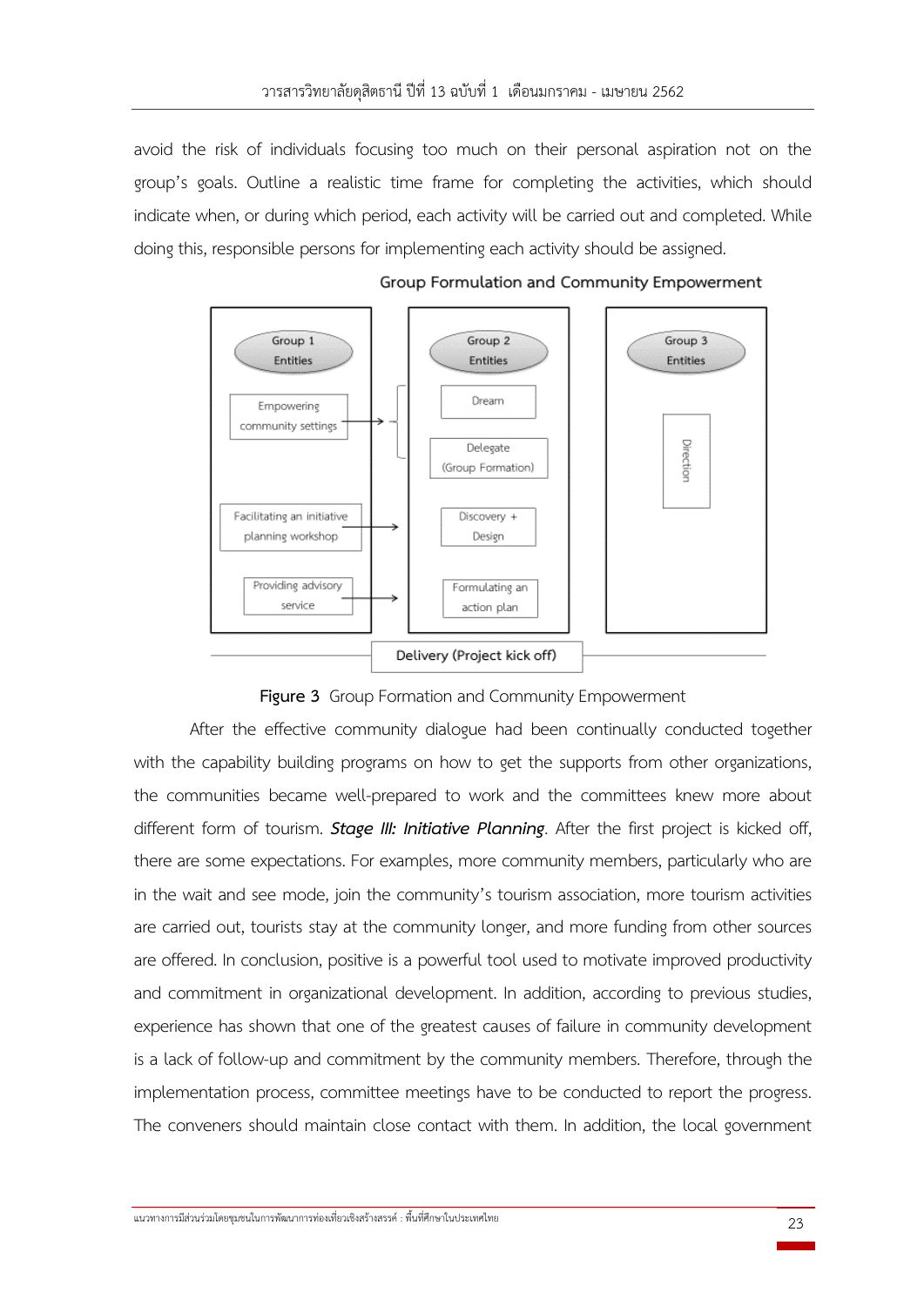avoid the risk of individuals focusing too much on their personal aspiration not on the group's goals. Outline a realistic time frame for completing the activities, which should indicate when, or during which period, each activity will be carried out and completed. While doing this, responsible persons for implementing each activity should be assigned.

Group Formulation and Community Empowerment

Group 1 Entities

Empowering community settings

Facilitating an initiative planning workshop

Providing advisory service

Group 2 Entities

Dream

Delegate (Group Formation)

Discovery + Design

Formulating an action plan

Group 3 Entities

Direction

Delivery (Project kick off)

**Figure 3** Group Formation and Community Empowerment

After the effective community dialogue had been continually conducted together with the capability building programs on how to get the supports from other organizations, the communities became well-prepared to work and the committees knew more about different form of tourism. ***Stage III: Initiative Planning***. After the first project is kicked off, there are some expectations. For examples, more community members, particularly who are in the wait and see mode, join the community's tourism association, more tourism activities are carried out, tourists stay at the community longer, and more funding from other sources are offered. In conclusion, positive is a powerful tool used to motivate improved productivity and commitment in organizational development. In addition, according to previous studies, experience has shown that one of the greatest causes of failure in community development is a lack of follow-up and commitment by the community members. Therefore, through the implementation process, committee meetings have to be conducted to report the progress. The conveners should maintain close contact with them. In addition, the local government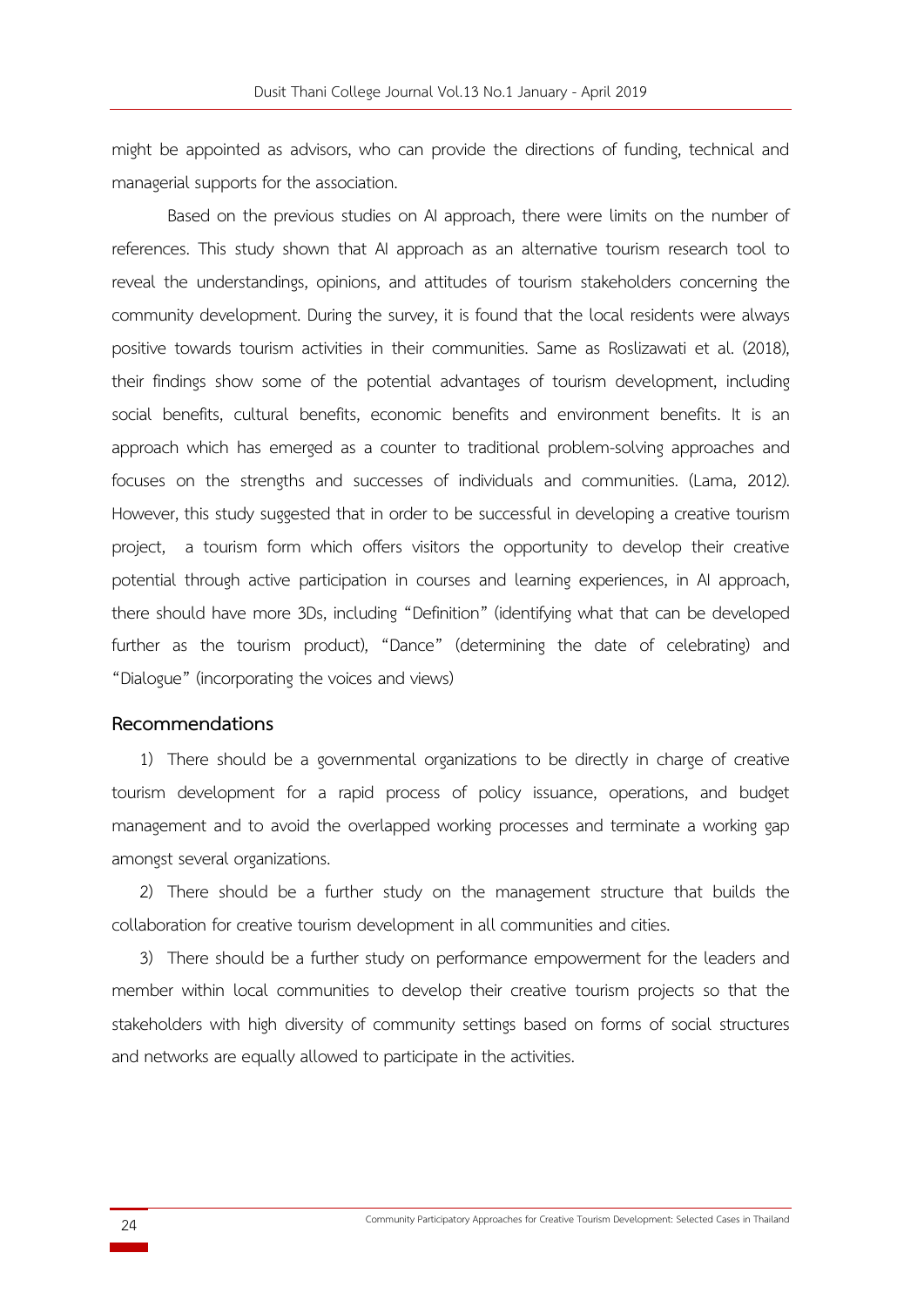might be appointed as advisors, who can provide the directions of funding, technical and managerial supports for the association.

Based on the previous studies on AI approach, there were limits on the number of references. This study shown that AI approach as an alternative tourism research tool to reveal the understandings, opinions, and attitudes of tourism stakeholders concerning the community development. During the survey, it is found that the local residents were always positive towards tourism activities in their communities. Same as Roslizawati et al. (2018), their findings show some of the potential advantages of tourism development, including social benefits, cultural benefits, economic benefits and environment benefits. It is an approach which has emerged as a counter to traditional problem-solving approaches and focuses on the strengths and successes of individuals and communities. (Lama, 2012). However, this study suggested that in order to be successful in developing a creative tourism project, a tourism form which offers visitors the opportunity to develop their creative potential through active participation in courses and learning experiences, in AI approach, there should have more 3Ds, including "Definition" (identifying what that can be developed further as the tourism product), "Dance" (determining the date of celebrating) and "Dialogue" (incorporating the voices and views)

## Recommendations

1) There should be a governmental organizations to be directly in charge of creative tourism development for a rapid process of policy issuance, operations, and budget management and to avoid the overlapped working processes and terminate a working gap amongst several organizations.

2) There should be a further study on the management structure that builds the collaboration for creative tourism development in all communities and cities.

3) There should be a further study on performance empowerment for the leaders and member within local communities to develop their creative tourism projects so that the stakeholders with high diversity of community settings based on forms of social structures and networks are equally allowed to participate in the activities.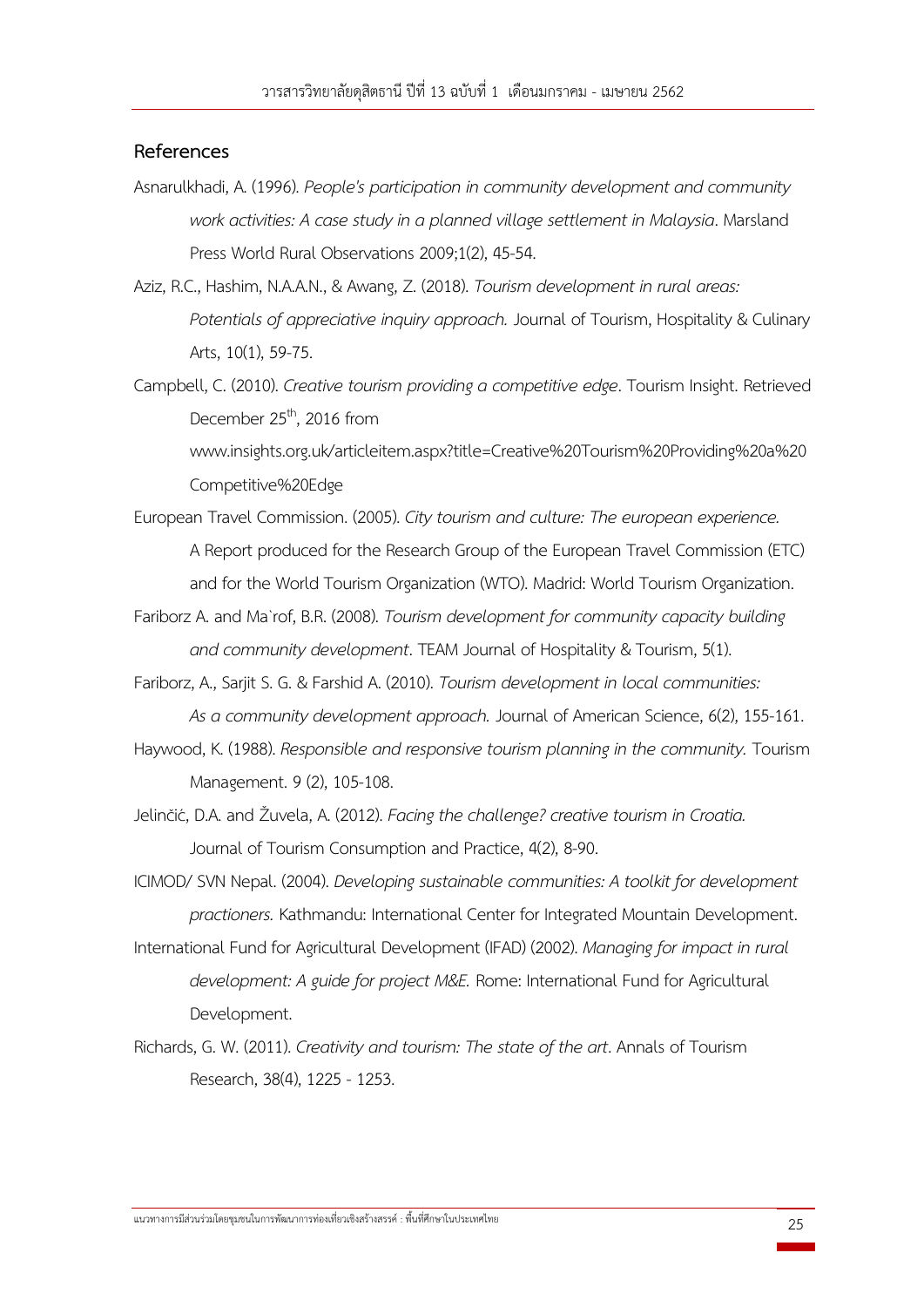## References

Asnarulkhadi, A. (1996). *People's participation in community development and community work activities: A case study in a planned village settlement in Malaysia*. Marsland Press World Rural Observations 2009;1(2), 45-54.

Aziz, R.C., Hashim, N.A.A.N., & Awang, Z. (2018). *Tourism development in rural areas: Potentials of appreciative inquiry approach.* Journal of Tourism, Hospitality & Culinary Arts, 10(1), 59-75.

Campbell, C. (2010). *Creative tourism providing a competitive edge*. Tourism Insight. Retrieved December 25th, 2016 from www.insights.org.uk/articleitem.aspx?title=Creative%20Tourism%20Providing%20a%20Competitive%20Edge

European Travel Commission. (2005). *City tourism and culture: The european experience.* A Report produced for the Research Group of the European Travel Commission (ETC) and for the World Tourism Organization (WTO). Madrid: World Tourism Organization.

Fariborz A. and Ma`rof, B.R. (2008). *Tourism development for community capacity building and community development*. TEAM Journal of Hospitality & Tourism, 5(1).

Fariborz, A., Sarjit S. G. & Farshid A. (2010). *Tourism development in local communities: As a community development approach.* Journal of American Science, 6(2), 155-161.

Haywood, K. (1988). *Responsible and responsive tourism planning in the community.* Tourism Management. 9 (2), 105-108.

Jelinčić, D.A. and Žuvela, A. (2012). *Facing the challenge? creative tourism in Croatia.* Journal of Tourism Consumption and Practice, 4(2), 8-90.

ICIMOD/ SVN Nepal. (2004). *Developing sustainable communities: A toolkit for development practioners.* Kathmandu: International Center for Integrated Mountain Development.

International Fund for Agricultural Development (IFAD) (2002). *Managing for impact in rural development: A guide for project M&E.* Rome: International Fund for Agricultural Development.

Richards, G. W. (2011). *Creativity and tourism: The state of the art*. Annals of Tourism Research, 38(4), 1225 - 1253.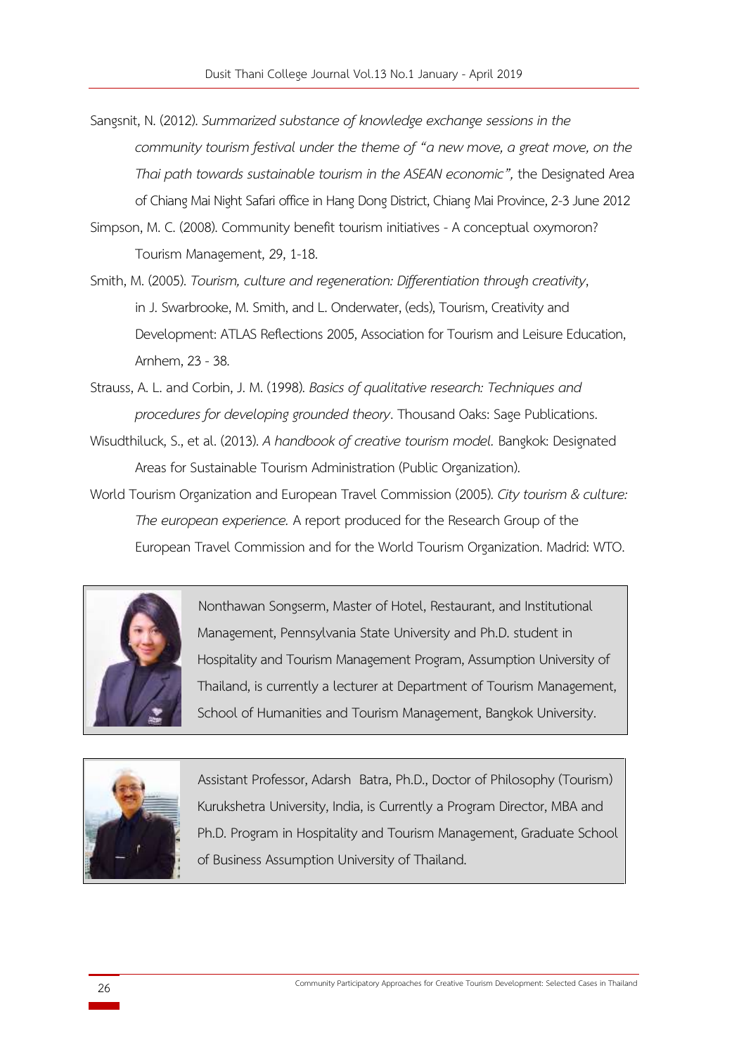Sangsnit, N. (2012). *Summarized substance of knowledge exchange sessions in the community tourism festival under the theme of "a new move, a great move, on the Thai path towards sustainable tourism in the ASEAN economic",* the Designated Area of Chiang Mai Night Safari office in Hang Dong District, Chiang Mai Province, 2-3 June 2012

Simpson, M. C. (2008). Community benefit tourism initiatives - A conceptual oxymoron? Tourism Management, 29, 1-18.

Smith, M. (2005). *Tourism, culture and regeneration: Differentiation through creativity*, in J. Swarbrooke, M. Smith, and L. Onderwater, (eds), Tourism, Creativity and Development: ATLAS Reflections 2005, Association for Tourism and Leisure Education, Arnhem, 23 - 38.

Strauss, A. L. and Corbin, J. M. (1998). *Basics of qualitative research: Techniques and procedures for developing grounded theory*. Thousand Oaks: Sage Publications.

Wisudthiluck, S., et al. (2013). *A handbook of creative tourism model.* Bangkok: Designated Areas for Sustainable Tourism Administration (Public Organization).

World Tourism Organization and European Travel Commission (2005). *City tourism & culture: The european experience.* A report produced for the Research Group of the European Travel Commission and for the World Tourism Organization. Madrid: WTO.

Nonthawan Songserm, Master of Hotel, Restaurant, and Institutional Management, Pennsylvania State University and Ph.D. student in Hospitality and Tourism Management Program, Assumption University of Thailand, is currently a lecturer at Department of Tourism Management, School of Humanities and Tourism Management, Bangkok University.

Assistant Professor, Adarsh Batra, Ph.D., Doctor of Philosophy (Tourism) Kurukshetra University, India, is Currently a Program Director, MBA and Ph.D. Program in Hospitality and Tourism Management, Graduate School of Business Assumption University of Thailand.